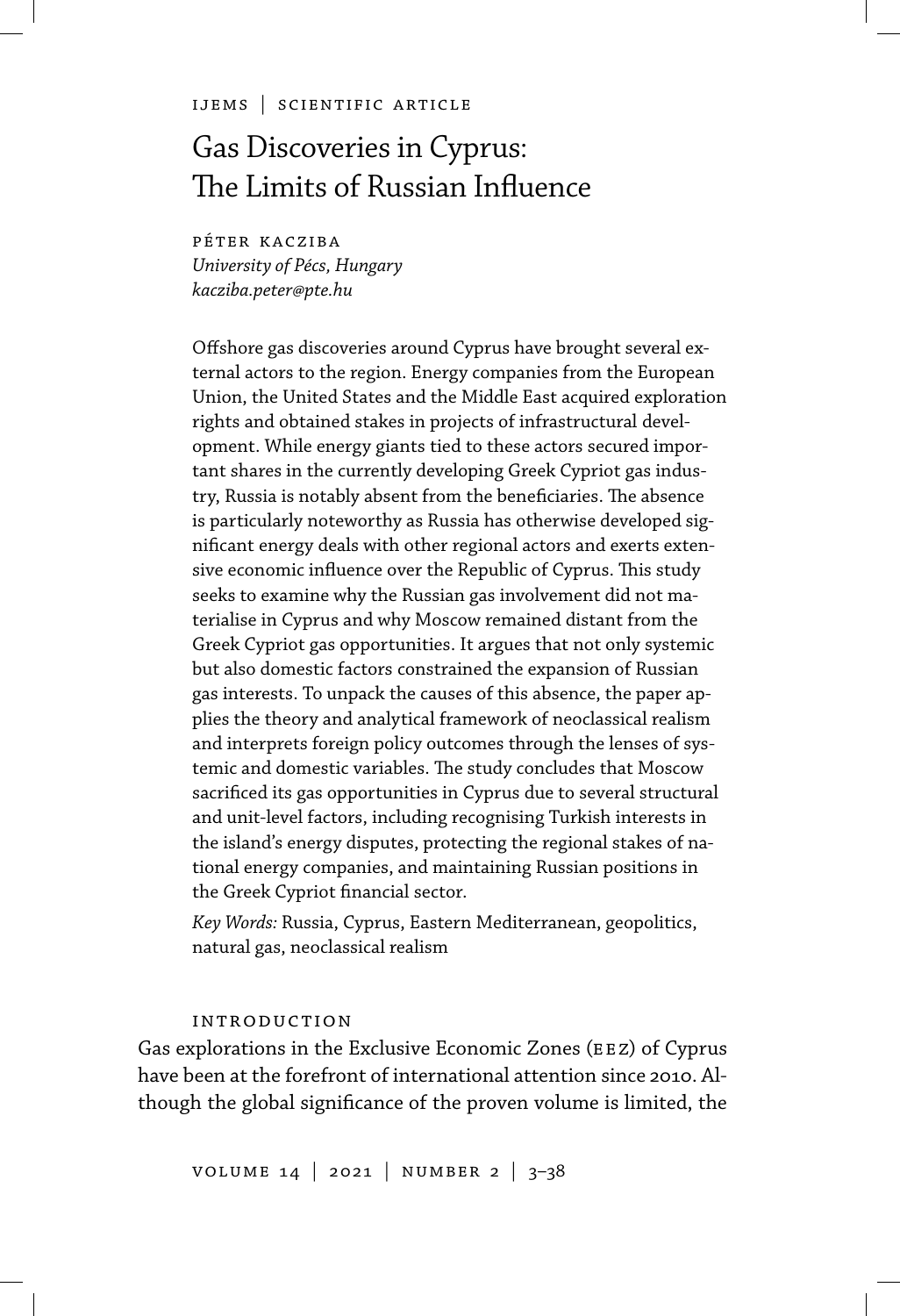# Gas Discoveries in Cyprus: The Limits of Russian Influence

PÉTER KACZIBA
*University of Pécs, Hungary*
*kacziba.peter@pte.hu*

Offshore gas discoveries around Cyprus have brought several external actors to the region. Energy companies from the European Union, the United States and the Middle East acquired exploration rights and obtained stakes in projects of infrastructural development. While energy giants tied to these actors secured important shares in the currently developing Greek Cypriot gas industry, Russia is notably absent from the beneficiaries. The absence is particularly noteworthy as Russia has otherwise developed significant energy deals with other regional actors and exerts extensive economic influence over the Republic of Cyprus. This study seeks to examine why the Russian gas involvement did not materialise in Cyprus and why Moscow remained distant from the Greek Cypriot gas opportunities. It argues that not only systemic but also domestic factors constrained the expansion of Russian gas interests. To unpack the causes of this absence, the paper applies the theory and analytical framework of neoclassical realism and interprets foreign policy outcomes through the lenses of systemic and domestic variables. The study concludes that Moscow sacrificed its gas opportunities in Cyprus due to several structural and unit-level factors, including recognising Turkish interests in the island's energy disputes, protecting the regional stakes of national energy companies, and maintaining Russian positions in the Greek Cypriot financial sector.

*Key Words:* Russia, Cyprus, Eastern Mediterranean, geopolitics, natural gas, neoclassical realism

## INTRODUCTION

Gas explorations in the Exclusive Economic Zones (EEZ) of Cyprus have been at the forefront of international attention since 2010. Although the global significance of the proven volume is limited, the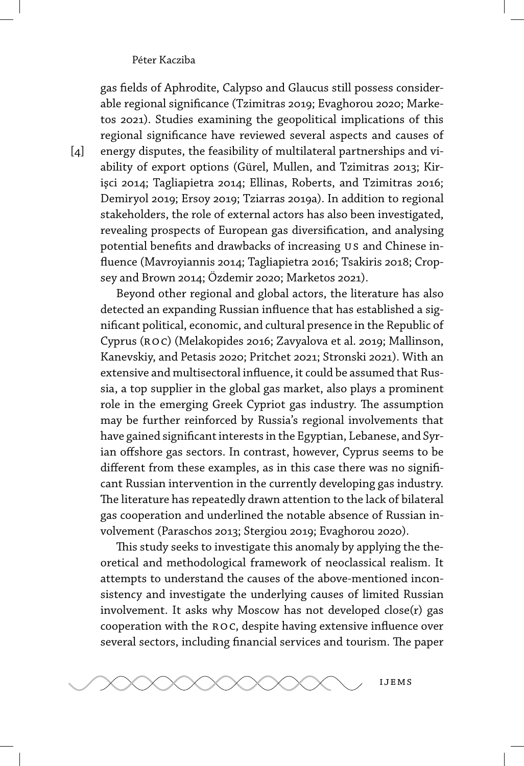gas fields of Aphrodite, Calypso and Glaucus still possess considerable regional significance (Tzimitras 2019; Evaghorou 2020; Marketos 2021). Studies examining the geopolitical implications of this regional significance have reviewed several aspects and causes of energy disputes, the feasibility of multilateral partnerships and viability of export options (Gürel, Mullen, and Tzimitras 2013; Kirişci 2014; Tagliapietra 2014; Ellinas, Roberts, and Tzimitras 2016; Demiryol 2019; Ersoy 2019; Tziarras 2019a). In addition to regional stakeholders, the role of external actors has also been investigated, revealing prospects of European gas diversification, and analysing potential benefits and drawbacks of increasing US and Chinese influence (Mavroyiannis 2014; Tagliapietra 2016; Tsakiris 2018; Cropsey and Brown 2014; Özdemir 2020; Marketos 2021).

Beyond other regional and global actors, the literature has also detected an expanding Russian influence that has established a significant political, economic, and cultural presence in the Republic of Cyprus (ROC) (Melakopides 2016; Zavyalova et al. 2019; Mallinson, Kanevskiy, and Petasis 2020; Pritchet 2021; Stronski 2021). With an extensive and multisectoral influence, it could be assumed that Russia, a top supplier in the global gas market, also plays a prominent role in the emerging Greek Cypriot gas industry. The assumption may be further reinforced by Russia's regional involvements that have gained significant interests in the Egyptian, Lebanese, and Syrian offshore gas sectors. In contrast, however, Cyprus seems to be different from these examples, as in this case there was no significant Russian intervention in the currently developing gas industry. The literature has repeatedly drawn attention to the lack of bilateral gas cooperation and underlined the notable absence of Russian involvement (Paraschos 2013; Stergiou 2019; Evaghorou 2020).

This study seeks to investigate this anomaly by applying the theoretical and methodological framework of neoclassical realism. It attempts to understand the causes of the above-mentioned inconsistency and investigate the underlying causes of limited Russian involvement. It asks why Moscow has not developed close(r) gas cooperation with the ROC, despite having extensive influence over several sectors, including financial services and tourism. The paper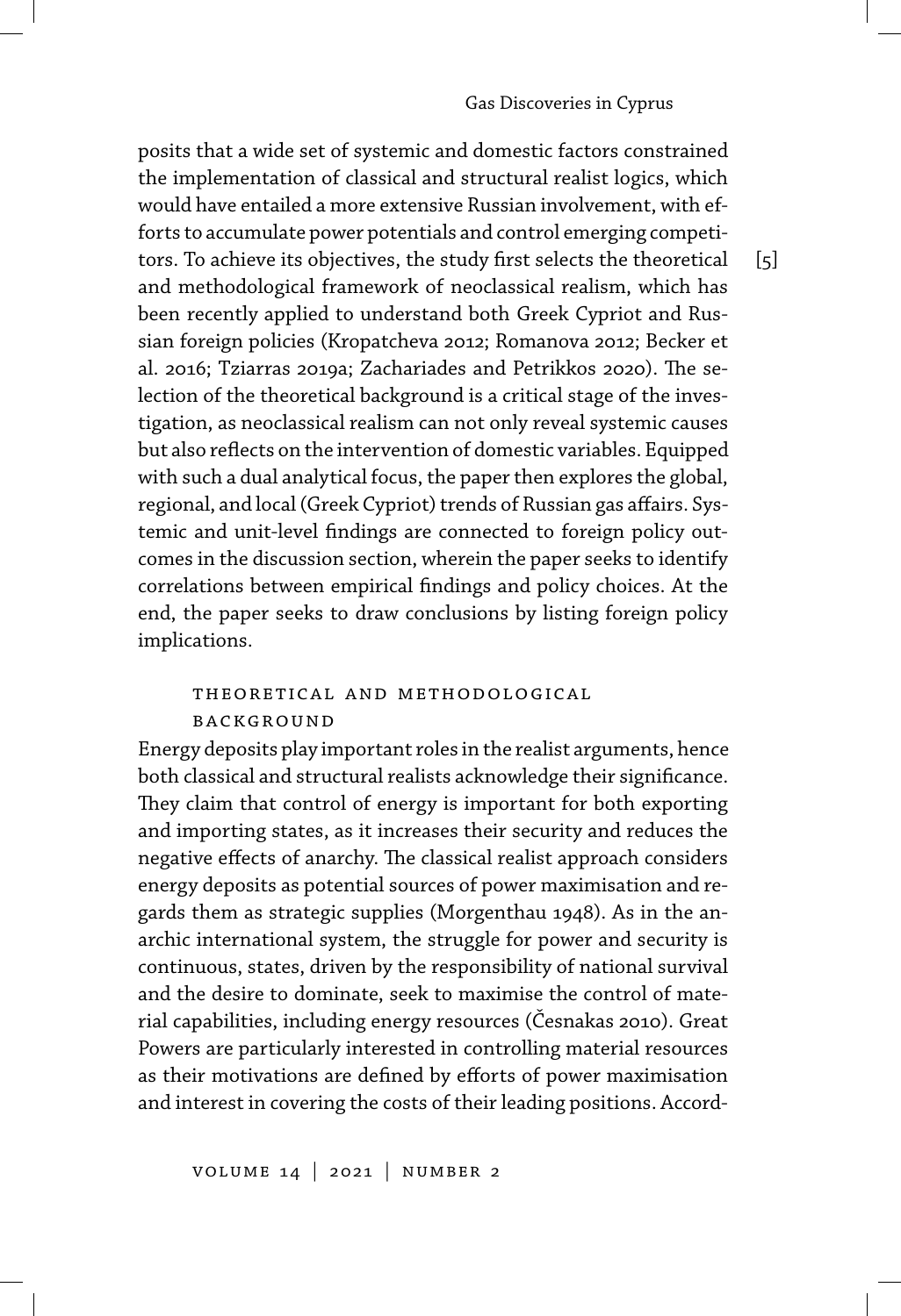posits that a wide set of systemic and domestic factors constrained the implementation of classical and structural realist logics, which would have entailed a more extensive Russian involvement, with efforts to accumulate power potentials and control emerging competitors. To achieve its objectives, the study first selects the theoretical and methodological framework of neoclassical realism, which has been recently applied to understand both Greek Cypriot and Russian foreign policies (Kropatcheva 2012; Romanova 2012; Becker et al. 2016; Tziarras 2019a; Zachariades and Petrikkos 2020). The selection of the theoretical background is a critical stage of the investigation, as neoclassical realism can not only reveal systemic causes but also reflects on the intervention of domestic variables. Equipped with such a dual analytical focus, the paper then explores the global, regional, and local (Greek Cypriot) trends of Russian gas affairs. Systemic and unit-level findings are connected to foreign policy outcomes in the discussion section, wherein the paper seeks to identify correlations between empirical findings and policy choices. At the end, the paper seeks to draw conclusions by listing foreign policy implications.

## Theoretical and Methodological Background

Energy deposits play important roles in the realist arguments, hence both classical and structural realists acknowledge their significance. They claim that control of energy is important for both exporting and importing states, as it increases their security and reduces the negative effects of anarchy. The classical realist approach considers energy deposits as potential sources of power maximisation and regards them as strategic supplies (Morgenthau 1948). As in the anarchic international system, the struggle for power and security is continuous, states, driven by the responsibility of national survival and the desire to dominate, seek to maximise the control of material capabilities, including energy resources (Česnakas 2010). Great Powers are particularly interested in controlling material resources as their motivations are defined by efforts of power maximisation and interest in covering the costs of their leading positions. Accord-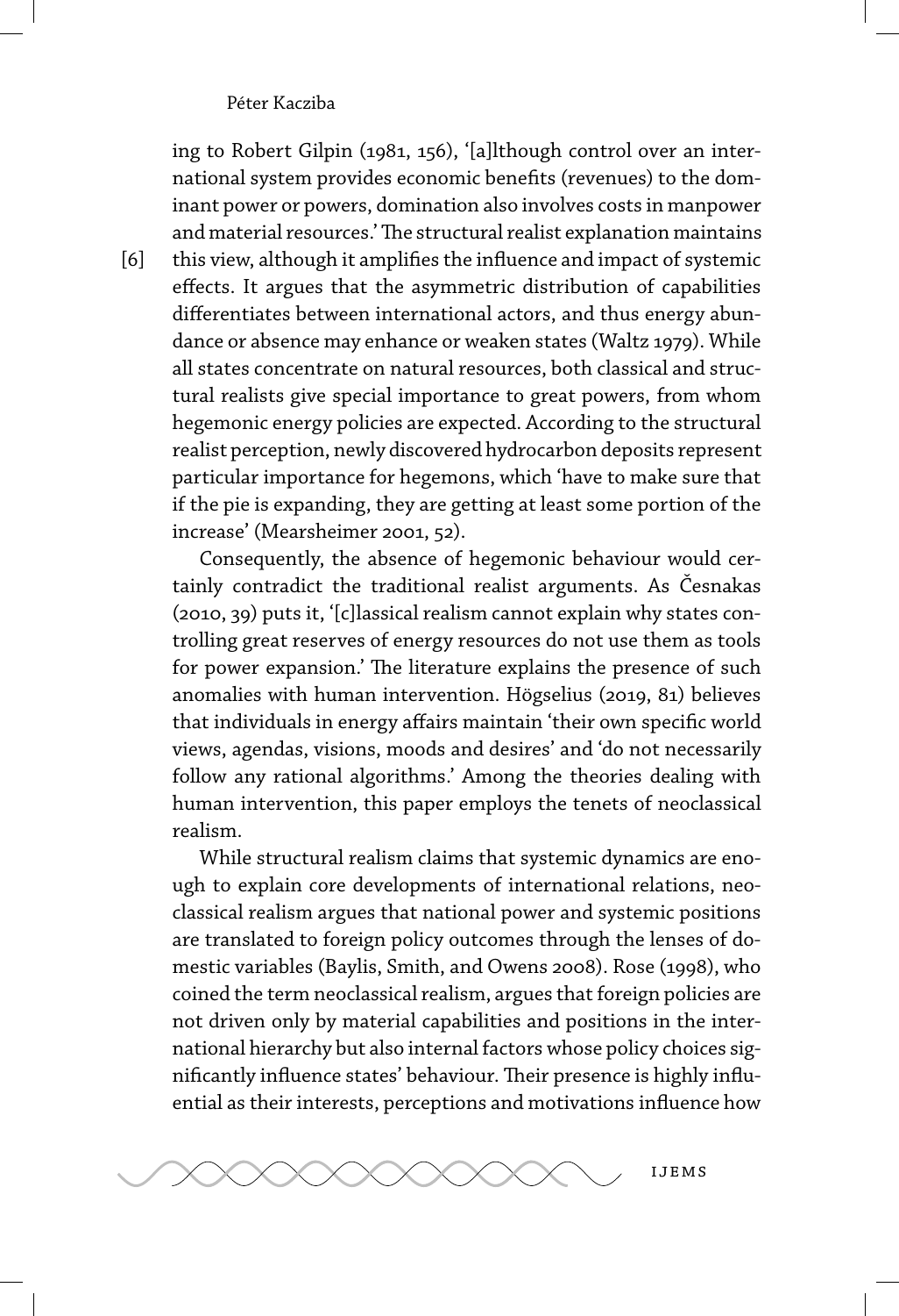ing to Robert Gilpin (1981, 156), '[a]lthough control over an international system provides economic benefits (revenues) to the dominant power or powers, domination also involves costs in manpower and material resources.' The structural realist explanation maintains this view, although it amplifies the influence and impact of systemic effects. It argues that the asymmetric distribution of capabilities differentiates between international actors, and thus energy abundance or absence may enhance or weaken states (Waltz 1979). While all states concentrate on natural resources, both classical and structural realists give special importance to great powers, from whom hegemonic energy policies are expected. According to the structural realist perception, newly discovered hydrocarbon deposits represent particular importance for hegemons, which 'have to make sure that if the pie is expanding, they are getting at least some portion of the increase' (Mearsheimer 2001, 52).

Consequently, the absence of hegemonic behaviour would certainly contradict the traditional realist arguments. As Česnakas (2010, 39) puts it, '[c]lassical realism cannot explain why states controlling great reserves of energy resources do not use them as tools for power expansion.' The literature explains the presence of such anomalies with human intervention. Högselius (2019, 81) believes that individuals in energy affairs maintain 'their own specific world views, agendas, visions, moods and desires' and 'do not necessarily follow any rational algorithms.' Among the theories dealing with human intervention, this paper employs the tenets of neoclassical realism.

While structural realism claims that systemic dynamics are enough to explain core developments of international relations, neoclassical realism argues that national power and systemic positions are translated to foreign policy outcomes through the lenses of domestic variables (Baylis, Smith, and Owens 2008). Rose (1998), who coined the term neoclassical realism, argues that foreign policies are not driven only by material capabilities and positions in the international hierarchy but also internal factors whose policy choices significantly influence states' behaviour. Their presence is highly influential as their interests, perceptions and motivations influence how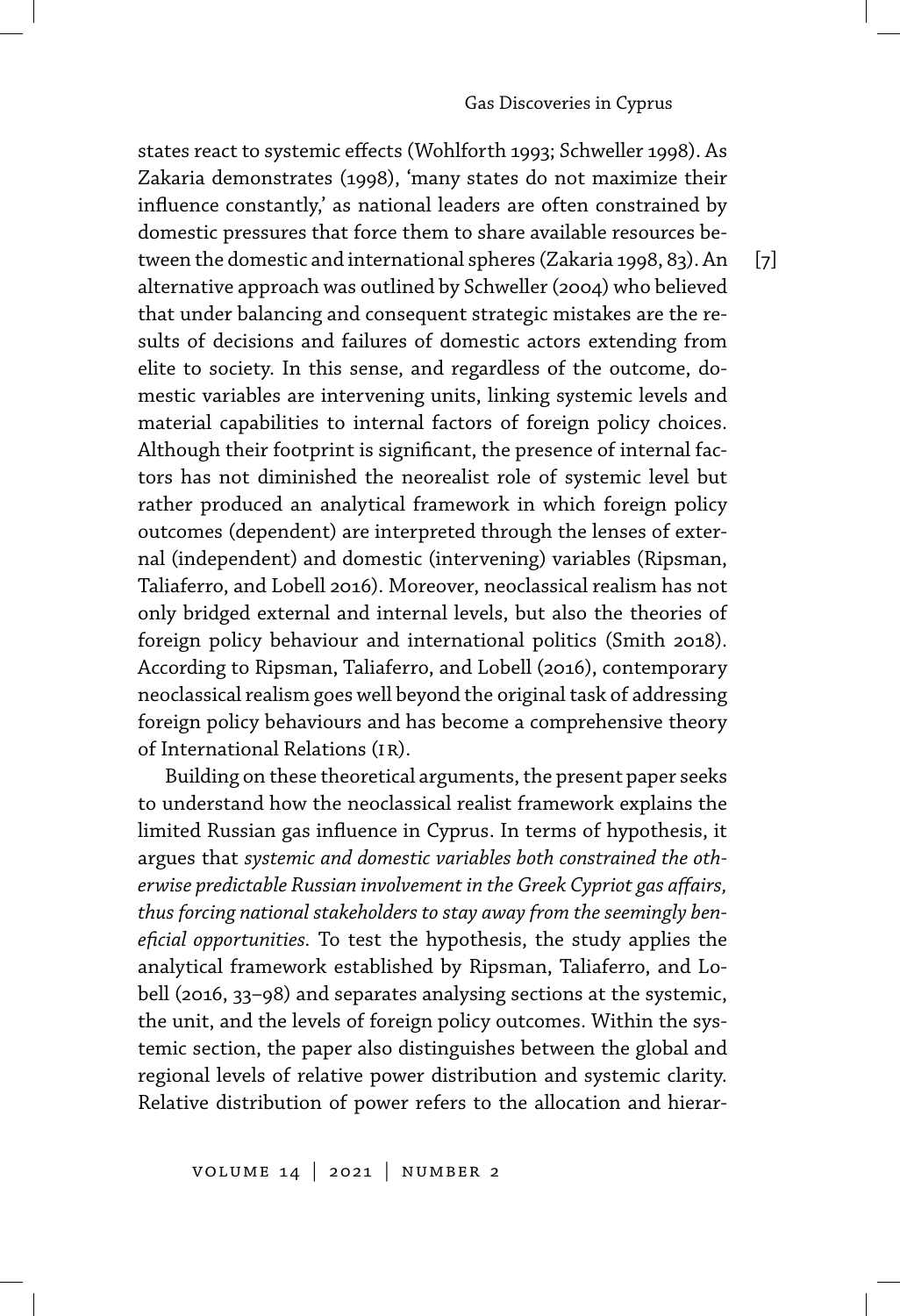states react to systemic effects (Wohlforth 1993; Schweller 1998). As Zakaria demonstrates (1998), 'many states do not maximize their influence constantly,' as national leaders are often constrained by domestic pressures that force them to share available resources between the domestic and international spheres (Zakaria 1998, 83). An alternative approach was outlined by Schweller (2004) who believed that under balancing and consequent strategic mistakes are the results of decisions and failures of domestic actors extending from elite to society. In this sense, and regardless of the outcome, domestic variables are intervening units, linking systemic levels and material capabilities to internal factors of foreign policy choices. Although their footprint is significant, the presence of internal factors has not diminished the neorealist role of systemic level but rather produced an analytical framework in which foreign policy outcomes (dependent) are interpreted through the lenses of external (independent) and domestic (intervening) variables (Ripsman, Taliaferro, and Lobell 2016). Moreover, neoclassical realism has not only bridged external and internal levels, but also the theories of foreign policy behaviour and international politics (Smith 2018). According to Ripsman, Taliaferro, and Lobell (2016), contemporary neoclassical realism goes well beyond the original task of addressing foreign policy behaviours and has become a comprehensive theory of International Relations (IR).

Building on these theoretical arguments, the present paper seeks to understand how the neoclassical realist framework explains the limited Russian gas influence in Cyprus. In terms of hypothesis, it argues that *systemic and domestic variables both constrained the otherwise predictable Russian involvement in the Greek Cypriot gas affairs, thus forcing national stakeholders to stay away from the seemingly beneficial opportunities*. To test the hypothesis, the study applies the analytical framework established by Ripsman, Taliaferro, and Lobell (2016, 33–98) and separates analysing sections at the systemic, the unit, and the levels of foreign policy outcomes. Within the systemic section, the paper also distinguishes between the global and regional levels of relative power distribution and systemic clarity. Relative distribution of power refers to the allocation and hierar-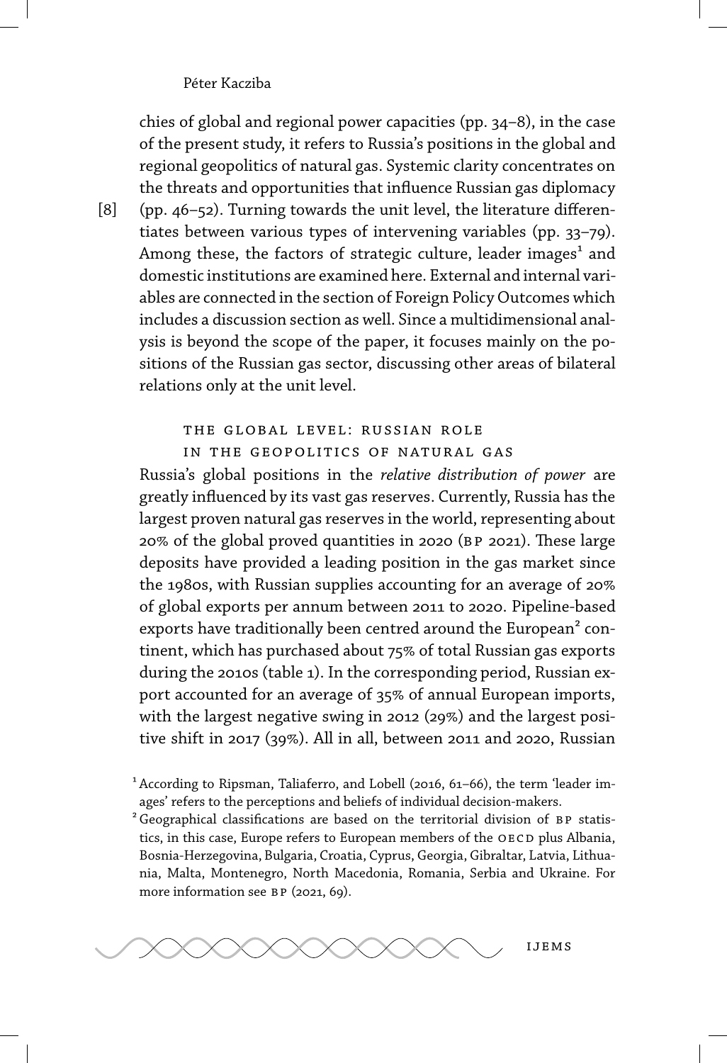chies of global and regional power capacities (pp. 34–8), in the case of the present study, it refers to Russia's positions in the global and regional geopolitics of natural gas. Systemic clarity concentrates on the threats and opportunities that influence Russian gas diplomacy (pp. 46–52). Turning towards the unit level, the literature differentiates between various types of intervening variables (pp. 33–79). Among these, the factors of strategic culture, leader images[1] and domestic institutions are examined here. External and internal variables are connected in the section of Foreign Policy Outcomes which includes a discussion section as well. Since a multidimensional analysis is beyond the scope of the paper, it focuses mainly on the positions of the Russian gas sector, discussing other areas of bilateral relations only at the unit level.

## The Global Level: Russian Role in the Geopolitics of Natural Gas

Russia's global positions in the *relative distribution of power* are greatly influenced by its vast gas reserves. Currently, Russia has the largest proven natural gas reserves in the world, representing about 20% of the global proved quantities in 2020 (BP 2021). These large deposits have provided a leading position in the gas market since the 1980s, with Russian supplies accounting for an average of 20% of global exports per annum between 2011 to 2020. Pipeline-based exports have traditionally been centred around the European[2] continent, which has purchased about 75% of total Russian gas exports during the 2010s (table 1). In the corresponding period, Russian export accounted for an average of 35% of annual European imports, with the largest negative swing in 2012 (29%) and the largest positive shift in 2017 (39%). All in all, between 2011 and 2020, Russian

[1] According to Ripsman, Taliaferro, and Lobell (2016, 61–66), the term 'leader images' refers to the perceptions and beliefs of individual decision-makers.

[2] Geographical classifications are based on the territorial division of BP statistics, in this case, Europe refers to European members of the OECD plus Albania, Bosnia-Herzegovina, Bulgaria, Croatia, Cyprus, Georgia, Gibraltar, Latvia, Lithuania, Malta, Montenegro, North Macedonia, Romania, Serbia and Ukraine. For more information see BP (2021, 69).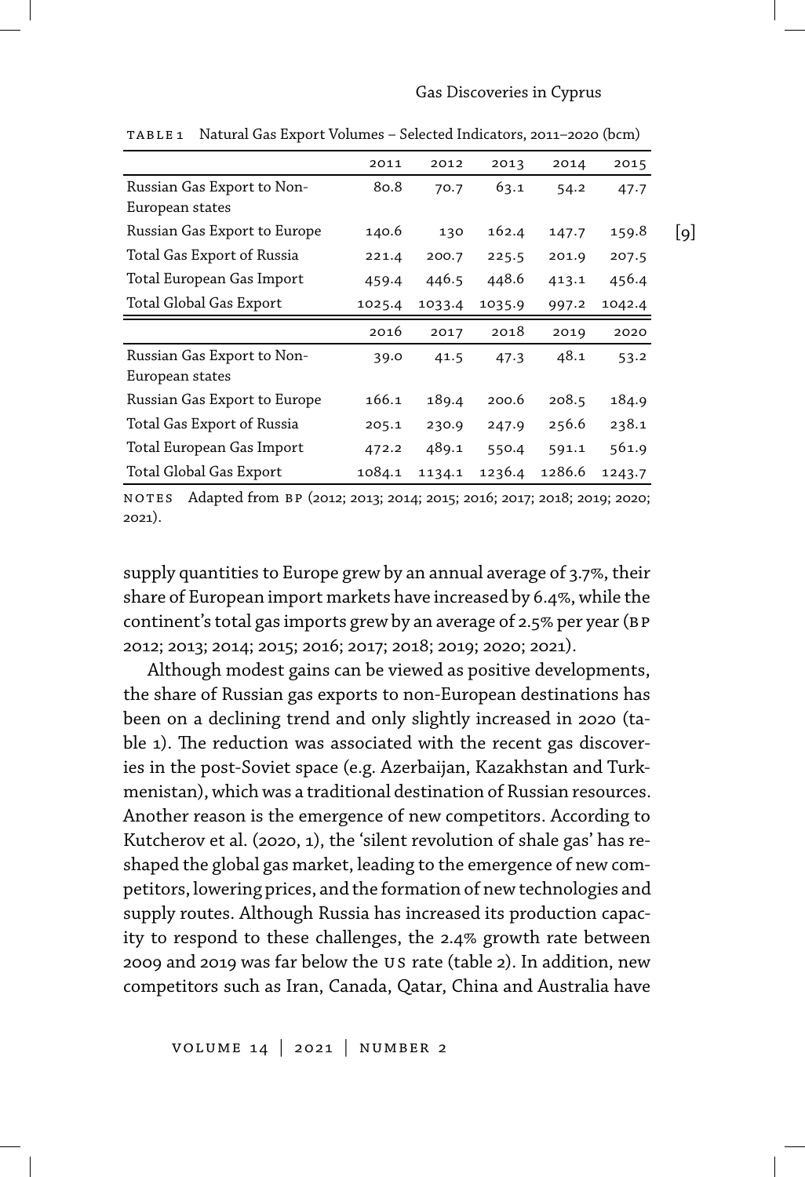TABLE 1 Natural Gas Export Volumes – Selected Indicators, 2011–2020 (bcm)

| | 2011 | 2012 | 2013 | 2014 | 2015 |
|---|---|---|---|---|---|
| Russian Gas Export to Non-European states | 80.8 | 70.7 | 63.1 | 54.2 | 47.7 |
| Russian Gas Export to Europe | 140.6 | 130 | 162.4 | 147.7 | 159.8 |
| Total Gas Export of Russia | 221.4 | 200.7 | 225.5 | 201.9 | 207.5 |
| Total European Gas Import | 459.4 | 446.5 | 448.6 | 413.1 | 456.4 |
| Total Global Gas Export | 1025.4 | 1033.4 | 1035.9 | 997.2 | 1042.4 |
| | **2016** | **2017** | **2018** | **2019** | **2020** |
| Russian Gas Export to Non-European states | 39.0 | 41.5 | 47.3 | 48.1 | 53.2 |
| Russian Gas Export to Europe | 166.1 | 189.4 | 200.6 | 208.5 | 184.9 |
| Total Gas Export of Russia | 205.1 | 230.9 | 247.9 | 256.6 | 238.1 |
| Total European Gas Import | 472.2 | 489.1 | 550.4 | 591.1 | 561.9 |
| Total Global Gas Export | 1084.1 | 1134.1 | 1236.4 | 1286.6 | 1243.7 |

NOTES Adapted from BP (2012; 2013; 2014; 2015; 2016; 2017; 2018; 2019; 2020; 2021).

supply quantities to Europe grew by an annual average of 3.7%, their share of European import markets have increased by 6.4%, while the continent's total gas imports grew by an average of 2.5% per year (BP 2012; 2013; 2014; 2015; 2016; 2017; 2018; 2019; 2020; 2021).

Although modest gains can be viewed as positive developments, the share of Russian gas exports to non-European destinations has been on a declining trend and only slightly increased in 2020 (table 1). The reduction was associated with the recent gas discoveries in the post-Soviet space (e.g. Azerbaijan, Kazakhstan and Turkmenistan), which was a traditional destination of Russian resources. Another reason is the emergence of new competitors. According to Kutcherov et al. (2020, 1), the 'silent revolution of shale gas' has reshaped the global gas market, leading to the emergence of new competitors, lowering prices, and the formation of new technologies and supply routes. Although Russia has increased its production capacity to respond to these challenges, the 2.4% growth rate between 2009 and 2019 was far below the US rate (table 2). In addition, new competitors such as Iran, Canada, Qatar, China and Australia have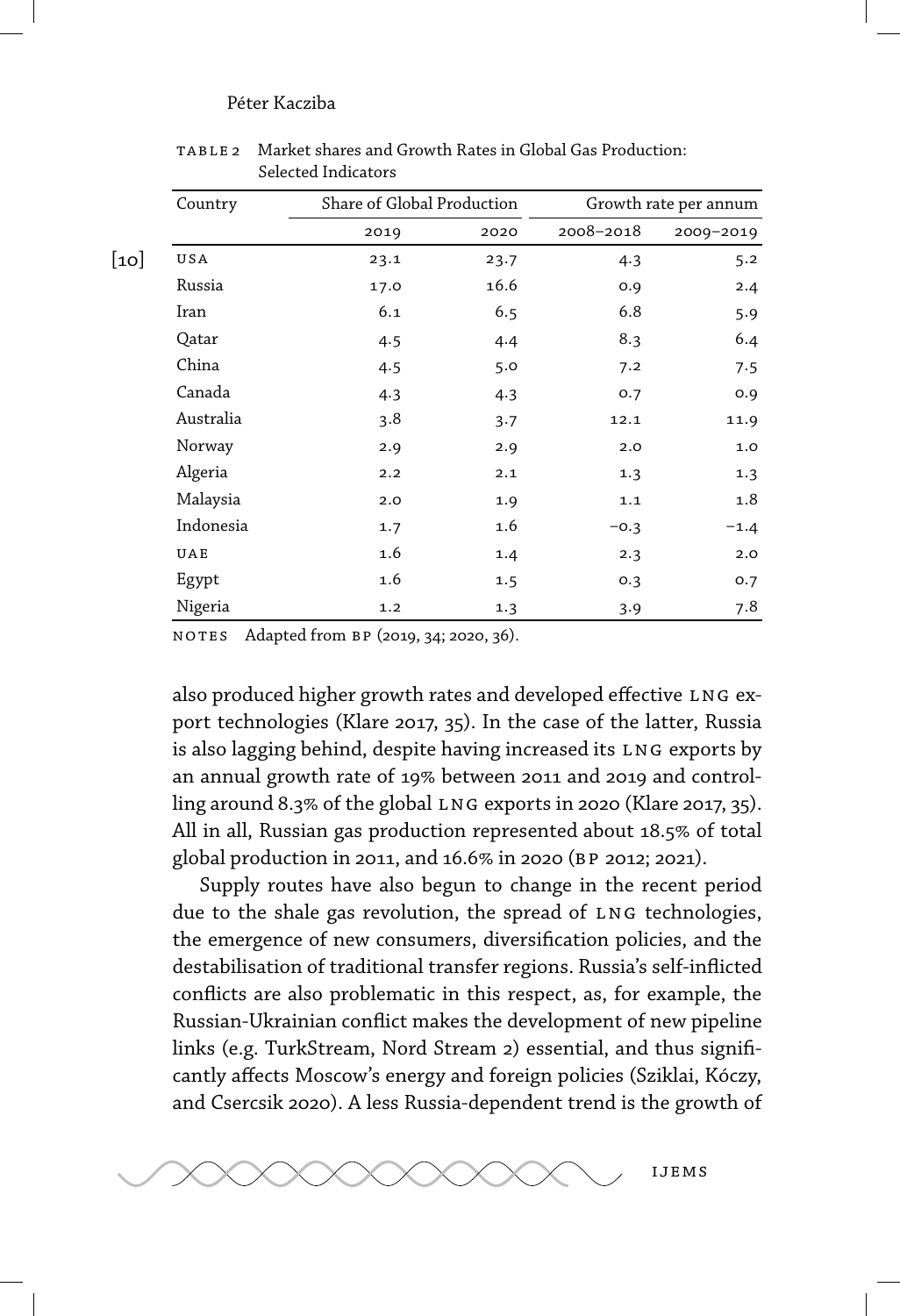TABLE 2 Market shares and Growth Rates in Global Gas Production: Selected Indicators

| Country | Share of Global Production | | Growth rate per annum | |
|---|---|---|---|---|
| | 2019 | 2020 | 2008–2018 | 2009–2019 |
| USA | 23.1 | 23.7 | 4.3 | 5.2 |
| Russia | 17.0 | 16.6 | 0.9 | 2.4 |
| Iran | 6.1 | 6.5 | 6.8 | 5.9 |
| Qatar | 4.5 | 4.4 | 8.3 | 6.4 |
| China | 4.5 | 5.0 | 7.2 | 7.5 |
| Canada | 4.3 | 4.3 | 0.7 | 0.9 |
| Australia | 3.8 | 3.7 | 12.1 | 11.9 |
| Norway | 2.9 | 2.9 | 2.0 | 1.0 |
| Algeria | 2.2 | 2.1 | 1.3 | 1.3 |
| Malaysia | 2.0 | 1.9 | 1.1 | 1.8 |
| Indonesia | 1.7 | 1.6 | −0.3 | −1.4 |
| UAE | 1.6 | 1.4 | 2.3 | 2.0 |
| Egypt | 1.6 | 1.5 | 0.3 | 0.7 |
| Nigeria | 1.2 | 1.3 | 3.9 | 7.8 |

NOTES Adapted from BP (2019, 34; 2020, 36).

also produced higher growth rates and developed effective LNG export technologies (Klare 2017, 35). In the case of the latter, Russia is also lagging behind, despite having increased its LNG exports by an annual growth rate of 19% between 2011 and 2019 and controlling around 8.3% of the global LNG exports in 2020 (Klare 2017, 35). All in all, Russian gas production represented about 18.5% of total global production in 2011, and 16.6% in 2020 (BP 2012; 2021).

Supply routes have also begun to change in the recent period due to the shale gas revolution, the spread of LNG technologies, the emergence of new consumers, diversification policies, and the destabilisation of traditional transfer regions. Russia's self-inflicted conflicts are also problematic in this respect, as, for example, the Russian-Ukrainian conflict makes the development of new pipeline links (e.g. TurkStream, Nord Stream 2) essential, and thus significantly affects Moscow's energy and foreign policies (Sziklai, Kóczy, and Csercsik 2020). A less Russia-dependent trend is the growth of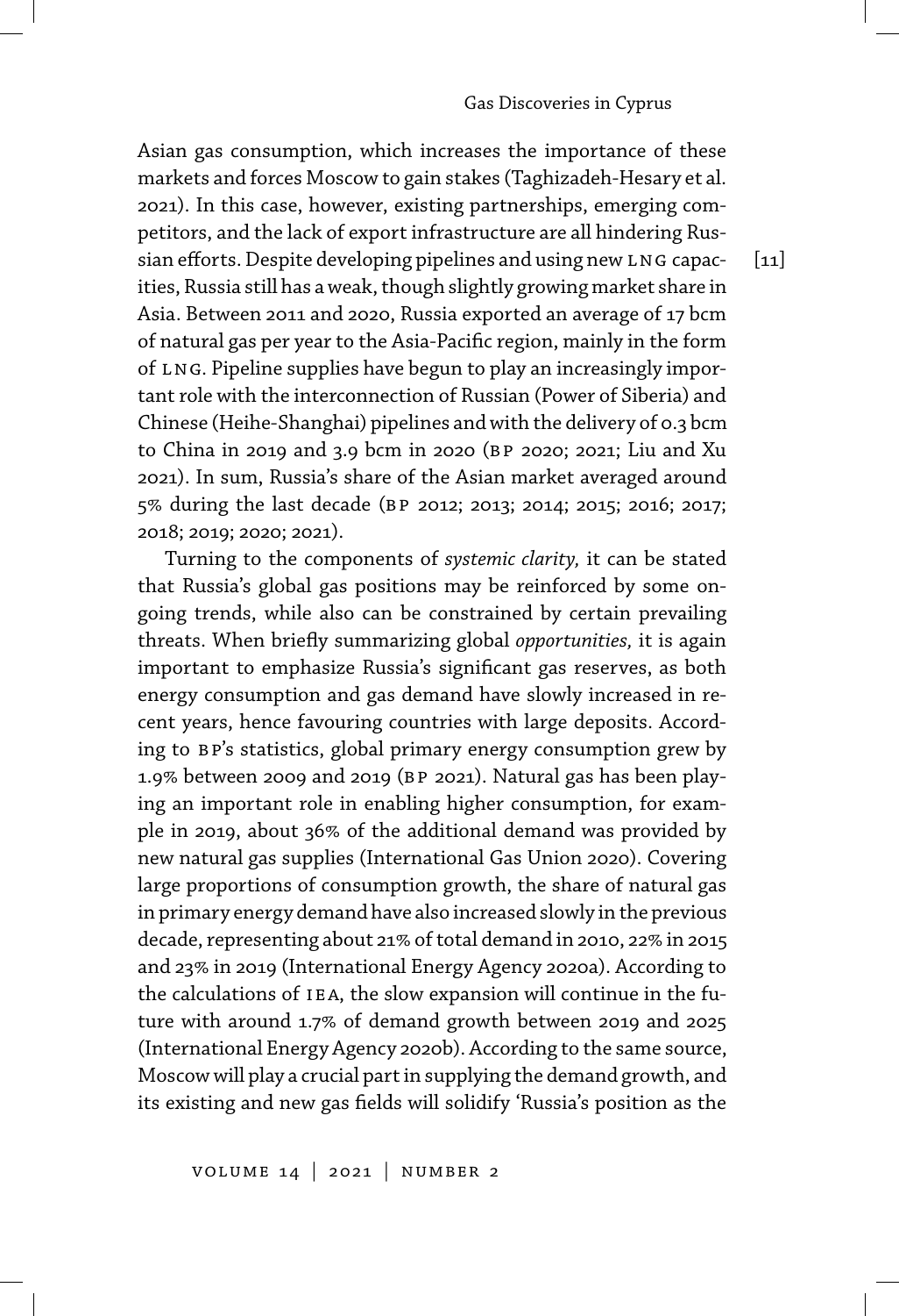Asian gas consumption, which increases the importance of these markets and forces Moscow to gain stakes (Taghizadeh-Hesary et al. 2021). In this case, however, existing partnerships, emerging competitors, and the lack of export infrastructure are all hindering Russian efforts. Despite developing pipelines and using new LNG capacities, Russia still has a weak, though slightly growing market share in Asia. Between 2011 and 2020, Russia exported an average of 17 bcm of natural gas per year to the Asia-Pacific region, mainly in the form of LNG. Pipeline supplies have begun to play an increasingly important role with the interconnection of Russian (Power of Siberia) and Chinese (Heihe-Shanghai) pipelines and with the delivery of 0.3 bcm to China in 2019 and 3.9 bcm in 2020 (BP 2020; 2021; Liu and Xu 2021). In sum, Russia's share of the Asian market averaged around 5% during the last decade (BP 2012; 2013; 2014; 2015; 2016; 2017; 2018; 2019; 2020; 2021).

Turning to the components of *systemic clarity,* it can be stated that Russia's global gas positions may be reinforced by some ongoing trends, while also can be constrained by certain prevailing threats. When briefly summarizing global *opportunities,* it is again important to emphasize Russia's significant gas reserves, as both energy consumption and gas demand have slowly increased in recent years, hence favouring countries with large deposits. According to BP's statistics, global primary energy consumption grew by 1.9% between 2009 and 2019 (BP 2021). Natural gas has been playing an important role in enabling higher consumption, for example in 2019, about 36% of the additional demand was provided by new natural gas supplies (International Gas Union 2020). Covering large proportions of consumption growth, the share of natural gas in primary energy demand have also increased slowly in the previous decade, representing about 21% of total demand in 2010, 22% in 2015 and 23% in 2019 (International Energy Agency 2020a). According to the calculations of IEA, the slow expansion will continue in the future with around 1.7% of demand growth between 2019 and 2025 (International Energy Agency 2020b). According to the same source, Moscow will play a crucial part in supplying the demand growth, and its existing and new gas fields will solidify 'Russia's position as the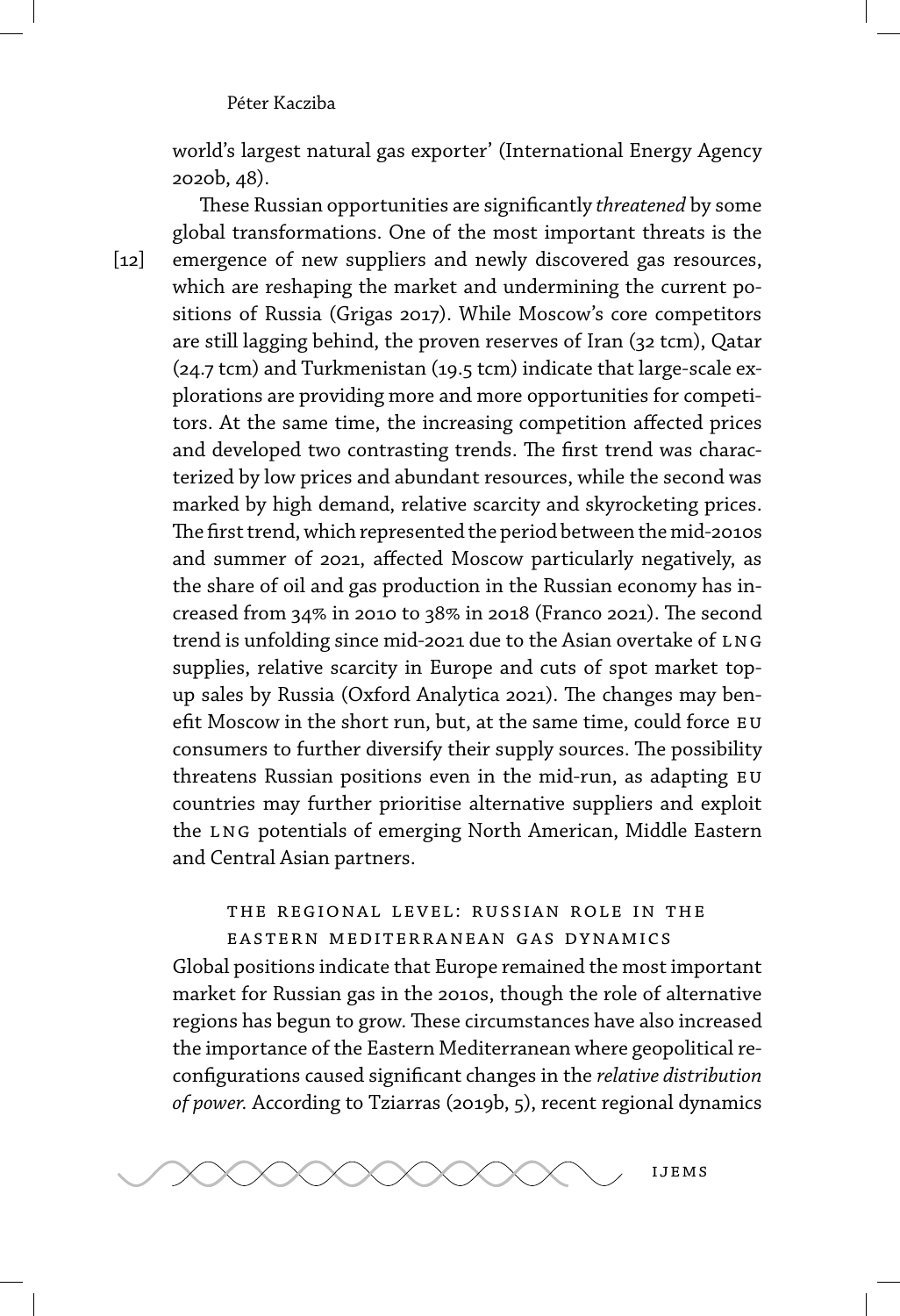world's largest natural gas exporter' (International Energy Agency 2020b, 48).

These Russian opportunities are significantly *threatened* by some global transformations. One of the most important threats is the emergence of new suppliers and newly discovered gas resources, which are reshaping the market and undermining the current positions of Russia (Grigas 2017). While Moscow's core competitors are still lagging behind, the proven reserves of Iran (32 tcm), Qatar (24.7 tcm) and Turkmenistan (19.5 tcm) indicate that large-scale explorations are providing more and more opportunities for competitors. At the same time, the increasing competition affected prices and developed two contrasting trends. The first trend was characterized by low prices and abundant resources, while the second was marked by high demand, relative scarcity and skyrocketing prices. The first trend, which represented the period between the mid-2010s and summer of 2021, affected Moscow particularly negatively, as the share of oil and gas production in the Russian economy has increased from 34% in 2010 to 38% in 2018 (Franco 2021). The second trend is unfolding since mid-2021 due to the Asian overtake of LNG supplies, relative scarcity in Europe and cuts of spot market top-up sales by Russia (Oxford Analytica 2021). The changes may benefit Moscow in the short run, but, at the same time, could force EU consumers to further diversify their supply sources. The possibility threatens Russian positions even in the mid-run, as adapting EU countries may further prioritise alternative suppliers and exploit the LNG potentials of emerging North American, Middle Eastern and Central Asian partners.

## The Regional Level: Russian Role in the Eastern Mediterranean Gas Dynamics

Global positions indicate that Europe remained the most important market for Russian gas in the 2010s, though the role of alternative regions has begun to grow. These circumstances have also increased the importance of the Eastern Mediterranean where geopolitical reconfigurations caused significant changes in the *relative distribution of power.* According to Tziarras (2019b, 5), recent regional dynamics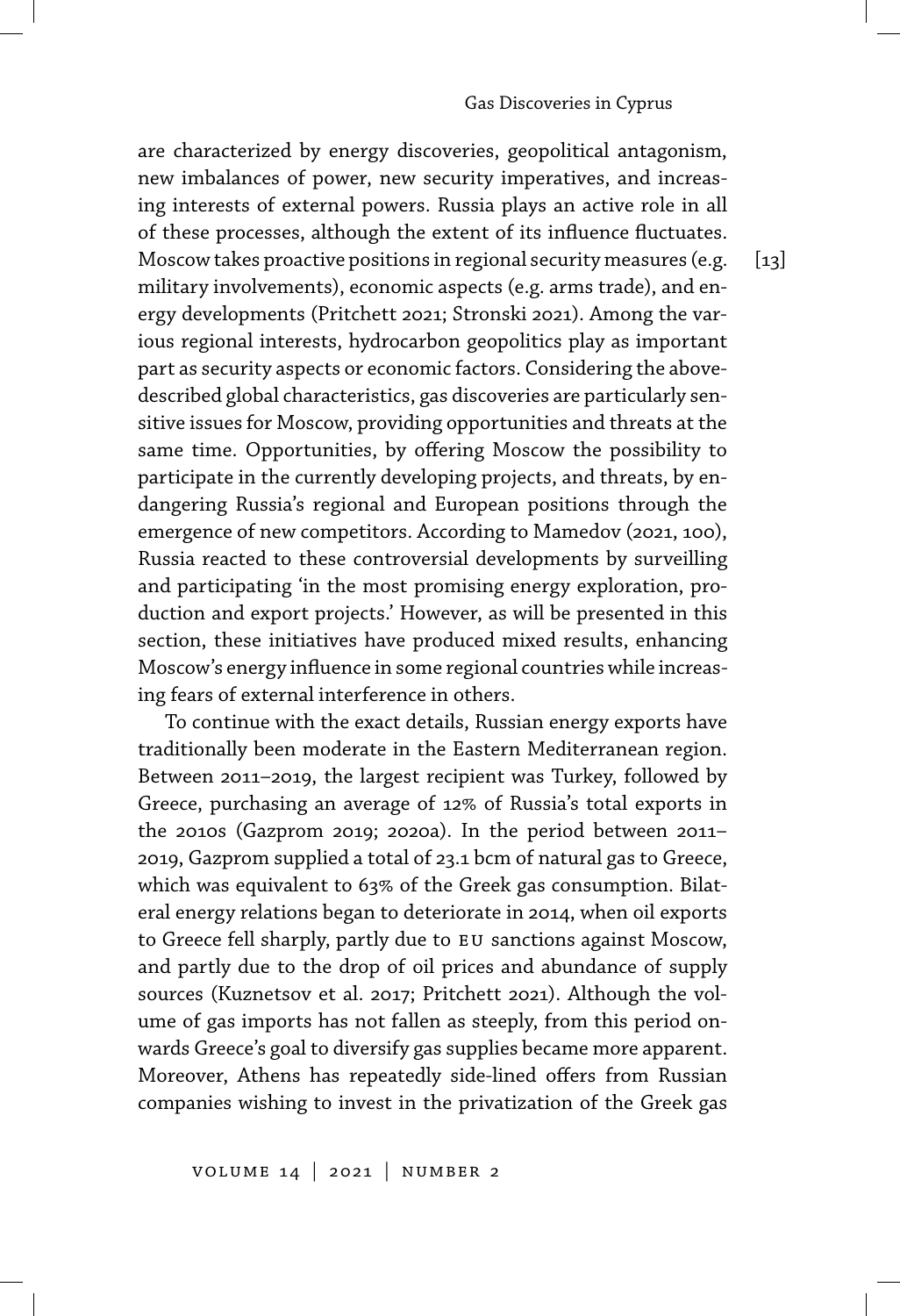are characterized by energy discoveries, geopolitical antagonism, new imbalances of power, new security imperatives, and increasing interests of external powers. Russia plays an active role in all of these processes, although the extent of its influence fluctuates. Moscow takes proactive positions in regional security measures (e.g. military involvements), economic aspects (e.g. arms trade), and energy developments (Pritchett 2021; Stronski 2021). Among the various regional interests, hydrocarbon geopolitics play as important part as security aspects or economic factors. Considering the above-described global characteristics, gas discoveries are particularly sensitive issues for Moscow, providing opportunities and threats at the same time. Opportunities, by offering Moscow the possibility to participate in the currently developing projects, and threats, by endangering Russia's regional and European positions through the emergence of new competitors. According to Mamedov (2021, 100), Russia reacted to these controversial developments by surveilling and participating 'in the most promising energy exploration, production and export projects.' However, as will be presented in this section, these initiatives have produced mixed results, enhancing Moscow's energy influence in some regional countries while increasing fears of external interference in others.

To continue with the exact details, Russian energy exports have traditionally been moderate in the Eastern Mediterranean region. Between 2011–2019, the largest recipient was Turkey, followed by Greece, purchasing an average of 12% of Russia's total exports in the 2010s (Gazprom 2019; 2020a). In the period between 2011–2019, Gazprom supplied a total of 23.1 bcm of natural gas to Greece, which was equivalent to 63% of the Greek gas consumption. Bilateral energy relations began to deteriorate in 2014, when oil exports to Greece fell sharply, partly due to EU sanctions against Moscow, and partly due to the drop of oil prices and abundance of supply sources (Kuznetsov et al. 2017; Pritchett 2021). Although the volume of gas imports has not fallen as steeply, from this period onwards Greece's goal to diversify gas supplies became more apparent. Moreover, Athens has repeatedly side-lined offers from Russian companies wishing to invest in the privatization of the Greek gas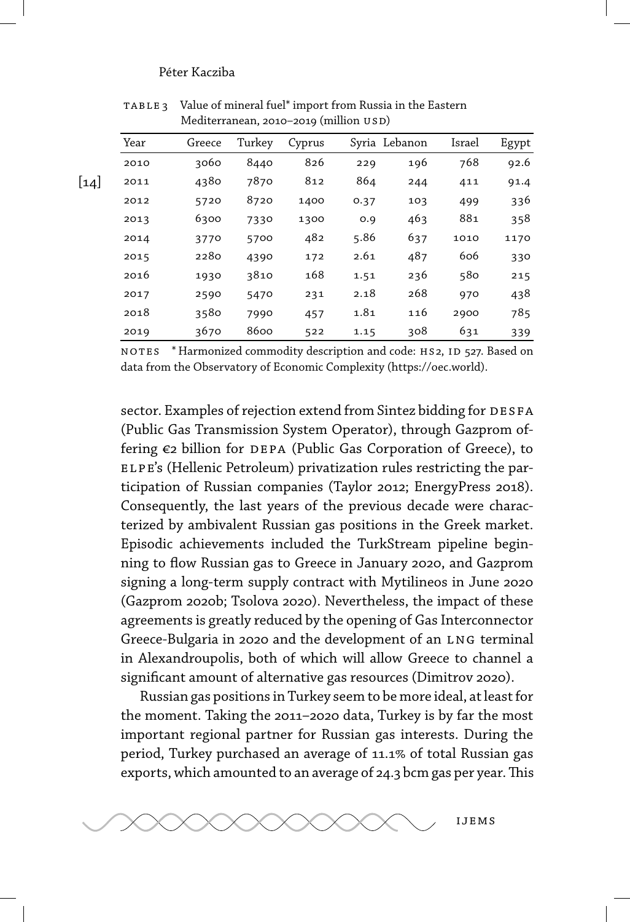TABLE 3 Value of mineral fuel* import from Russia in the Eastern Mediterranean, 2010–2019 (million USD)

| Year | Greece | Turkey | Cyprus | Syria | Lebanon | Israel | Egypt |
|---|---|---|---|---|---|---|---|
| 2010 | 3060 | 8440 | 826 | 229 | 196 | 768 | 92.6 |
| 2011 | 4380 | 7870 | 812 | 864 | 244 | 411 | 91.4 |
| 2012 | 5720 | 8720 | 1400 | 0.37 | 103 | 499 | 336 |
| 2013 | 6300 | 7330 | 1300 | 0.9 | 463 | 881 | 358 |
| 2014 | 3770 | 5700 | 482 | 5.86 | 637 | 1010 | 1170 |
| 2015 | 2280 | 4390 | 172 | 2.61 | 487 | 606 | 330 |
| 2016 | 1930 | 3810 | 168 | 1.51 | 236 | 580 | 215 |
| 2017 | 2590 | 5470 | 231 | 2.18 | 268 | 970 | 438 |
| 2018 | 3580 | 7990 | 457 | 1.81 | 116 | 2900 | 785 |
| 2019 | 3670 | 8600 | 522 | 1.15 | 308 | 631 | 339 |

NOTES * Harmonized commodity description and code: HS2, ID 527. Based on data from the Observatory of Economic Complexity (https://oec.world).

sector. Examples of rejection extend from Sintez bidding for DESFA (Public Gas Transmission System Operator), through Gazprom offering €2 billion for DEPA (Public Gas Corporation of Greece), to ELPE's (Hellenic Petroleum) privatization rules restricting the participation of Russian companies (Taylor 2012; EnergyPress 2018). Consequently, the last years of the previous decade were characterized by ambivalent Russian gas positions in the Greek market. Episodic achievements included the TurkStream pipeline beginning to flow Russian gas to Greece in January 2020, and Gazprom signing a long-term supply contract with Mytilineos in June 2020 (Gazprom 2020b; Tsolova 2020). Nevertheless, the impact of these agreements is greatly reduced by the opening of Gas Interconnector Greece-Bulgaria in 2020 and the development of an LNG terminal in Alexandroupolis, both of which will allow Greece to channel a significant amount of alternative gas resources (Dimitrov 2020).

Russian gas positions in Turkey seem to be more ideal, at least for the moment. Taking the 2011–2020 data, Turkey is by far the most important regional partner for Russian gas interests. During the period, Turkey purchased an average of 11.1% of total Russian gas exports, which amounted to an average of 24.3 bcm gas per year. This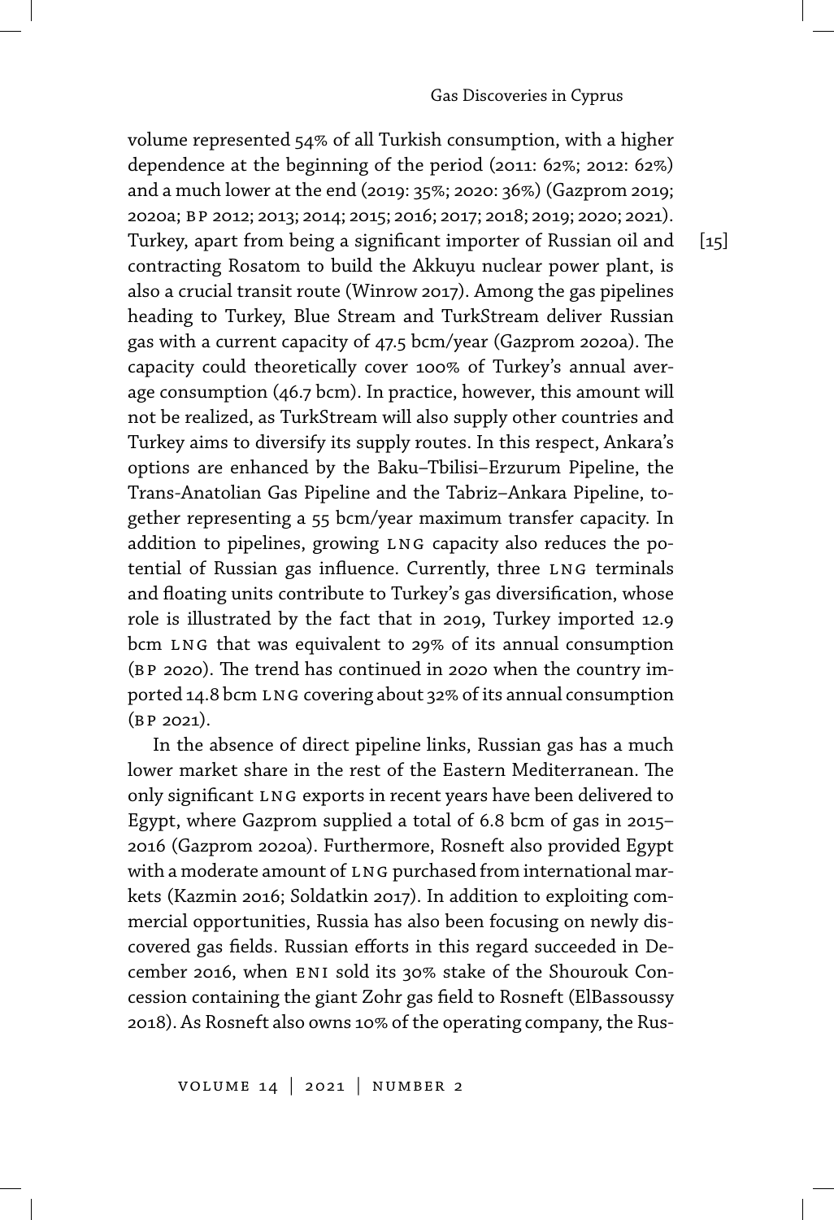volume represented 54% of all Turkish consumption, with a higher dependence at the beginning of the period (2011: 62%; 2012: 62%) and a much lower at the end (2019: 35%; 2020: 36%) (Gazprom 2019; 2020a; BP 2012; 2013; 2014; 2015; 2016; 2017; 2018; 2019; 2020; 2021). Turkey, apart from being a significant importer of Russian oil and contracting Rosatom to build the Akkuyu nuclear power plant, is also a crucial transit route (Winrow 2017). Among the gas pipelines heading to Turkey, Blue Stream and TurkStream deliver Russian gas with a current capacity of 47.5 bcm/year (Gazprom 2020a). The capacity could theoretically cover 100% of Turkey's annual average consumption (46.7 bcm). In practice, however, this amount will not be realized, as TurkStream will also supply other countries and Turkey aims to diversify its supply routes. In this respect, Ankara's options are enhanced by the Baku–Tbilisi–Erzurum Pipeline, the Trans-Anatolian Gas Pipeline and the Tabriz–Ankara Pipeline, together representing a 55 bcm/year maximum transfer capacity. In addition to pipelines, growing LNG capacity also reduces the potential of Russian gas influence. Currently, three LNG terminals and floating units contribute to Turkey's gas diversification, whose role is illustrated by the fact that in 2019, Turkey imported 12.9 bcm LNG that was equivalent to 29% of its annual consumption (BP 2020). The trend has continued in 2020 when the country imported 14.8 bcm LNG covering about 32% of its annual consumption (BP 2021).

In the absence of direct pipeline links, Russian gas has a much lower market share in the rest of the Eastern Mediterranean. The only significant LNG exports in recent years have been delivered to Egypt, where Gazprom supplied a total of 6.8 bcm of gas in 2015–2016 (Gazprom 2020a). Furthermore, Rosneft also provided Egypt with a moderate amount of LNG purchased from international markets (Kazmin 2016; Soldatkin 2017). In addition to exploiting commercial opportunities, Russia has also been focusing on newly discovered gas fields. Russian efforts in this regard succeeded in December 2016, when ENI sold its 30% stake of the Shourouk Concession containing the giant Zohr gas field to Rosneft (ElBassoussy 2018). As Rosneft also owns 10% of the operating company, the Rus-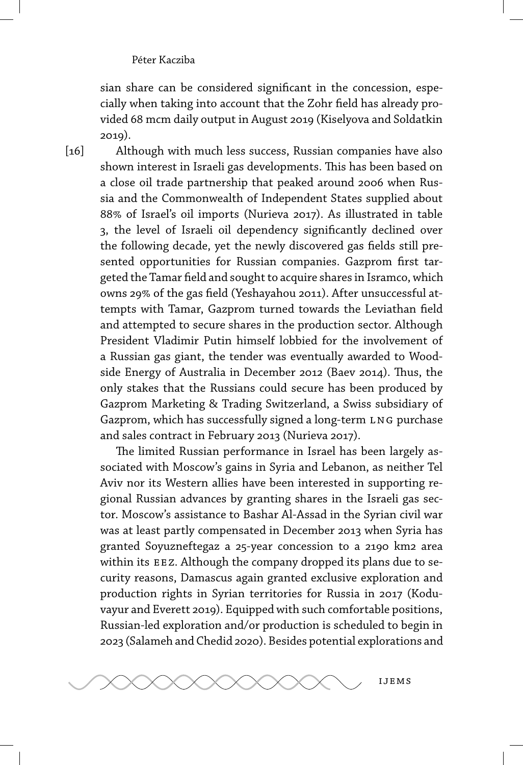sian share can be considered significant in the concession, especially when taking into account that the Zohr field has already provided 68 mcm daily output in August 2019 (Kiselyova and Soldatkin 2019).

[16] Although with much less success, Russian companies have also shown interest in Israeli gas developments. This has been based on a close oil trade partnership that peaked around 2006 when Russia and the Commonwealth of Independent States supplied about 88% of Israel's oil imports (Nurieva 2017). As illustrated in table 3, the level of Israeli oil dependency significantly declined over the following decade, yet the newly discovered gas fields still presented opportunities for Russian companies. Gazprom first targeted the Tamar field and sought to acquire shares in Isramco, which owns 29% of the gas field (Yeshayahou 2011). After unsuccessful attempts with Tamar, Gazprom turned towards the Leviathan field and attempted to secure shares in the production sector. Although President Vladimir Putin himself lobbied for the involvement of a Russian gas giant, the tender was eventually awarded to Woodside Energy of Australia in December 2012 (Baev 2014). Thus, the only stakes that the Russians could secure has been produced by Gazprom Marketing & Trading Switzerland, a Swiss subsidiary of Gazprom, which has successfully signed a long-term LNG purchase and sales contract in February 2013 (Nurieva 2017).

The limited Russian performance in Israel has been largely associated with Moscow's gains in Syria and Lebanon, as neither Tel Aviv nor its Western allies have been interested in supporting regional Russian advances by granting shares in the Israeli gas sector. Moscow's assistance to Bashar Al-Assad in the Syrian civil war was at least partly compensated in December 2013 when Syria has granted Soyuzneftegaz a 25-year concession to a 2190 km2 area within its EEZ. Although the company dropped its plans due to security reasons, Damascus again granted exclusive exploration and production rights in Syrian territories for Russia in 2017 (Koduvayur and Everett 2019). Equipped with such comfortable positions, Russian-led exploration and/or production is scheduled to begin in 2023 (Salameh and Chedid 2020). Besides potential explorations and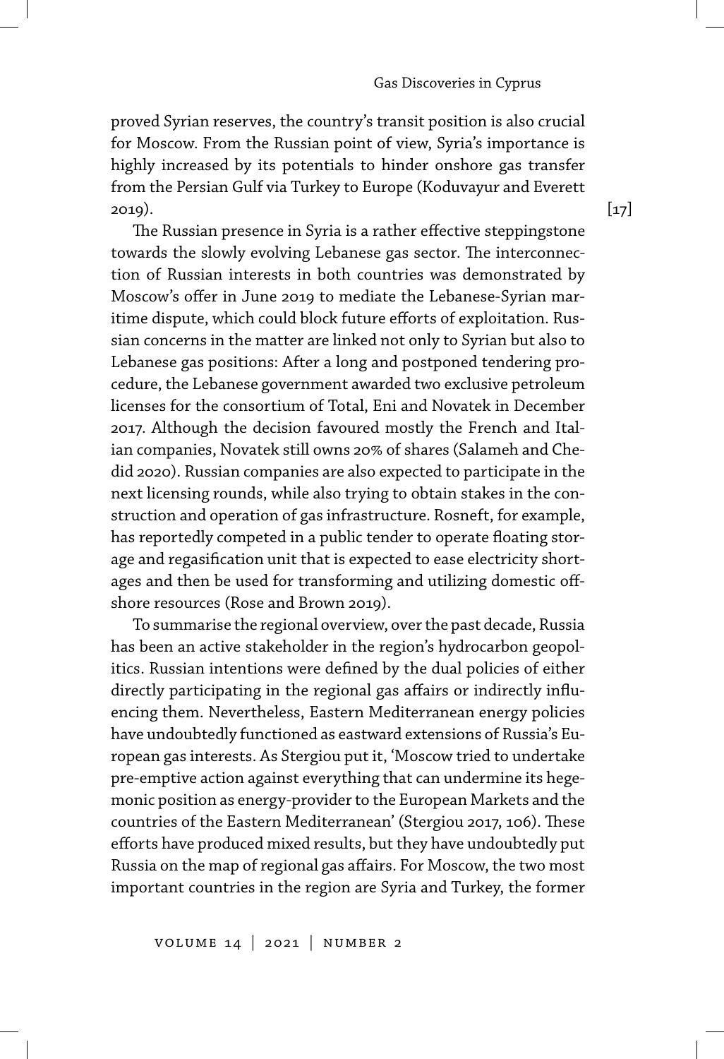proved Syrian reserves, the country's transit position is also crucial for Moscow. From the Russian point of view, Syria's importance is highly increased by its potentials to hinder onshore gas transfer from the Persian Gulf via Turkey to Europe (Koduvayur and Everett 2019).

The Russian presence in Syria is a rather effective steppingstone towards the slowly evolving Lebanese gas sector. The interconnection of Russian interests in both countries was demonstrated by Moscow's offer in June 2019 to mediate the Lebanese-Syrian maritime dispute, which could block future efforts of exploitation. Russian concerns in the matter are linked not only to Syrian but also to Lebanese gas positions: After a long and postponed tendering procedure, the Lebanese government awarded two exclusive petroleum licenses for the consortium of Total, Eni and Novatek in December 2017. Although the decision favoured mostly the French and Italian companies, Novatek still owns 20% of shares (Salameh and Chedid 2020). Russian companies are also expected to participate in the next licensing rounds, while also trying to obtain stakes in the construction and operation of gas infrastructure. Rosneft, for example, has reportedly competed in a public tender to operate floating storage and regasification unit that is expected to ease electricity shortages and then be used for transforming and utilizing domestic offshore resources (Rose and Brown 2019).

To summarise the regional overview, over the past decade, Russia has been an active stakeholder in the region's hydrocarbon geopolitics. Russian intentions were defined by the dual policies of either directly participating in the regional gas affairs or indirectly influencing them. Nevertheless, Eastern Mediterranean energy policies have undoubtedly functioned as eastward extensions of Russia's European gas interests. As Stergiou put it, 'Moscow tried to undertake pre-emptive action against everything that can undermine its hegemonic position as energy-provider to the European Markets and the countries of the Eastern Mediterranean' (Stergiou 2017, 106). These efforts have produced mixed results, but they have undoubtedly put Russia on the map of regional gas affairs. For Moscow, the two most important countries in the region are Syria and Turkey, the former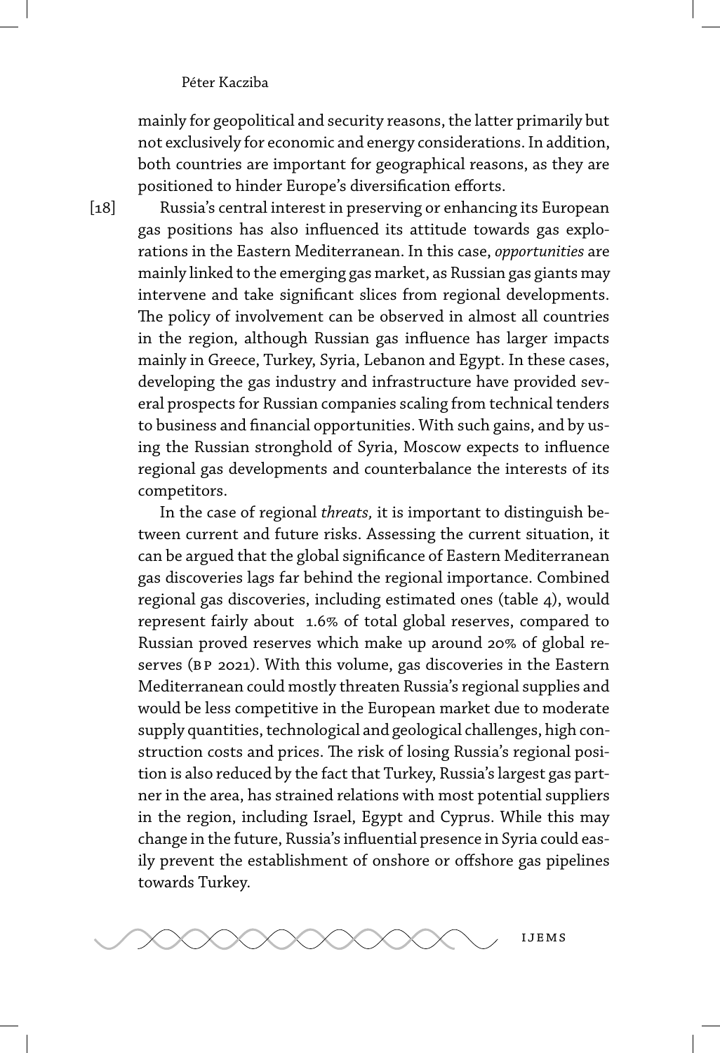mainly for geopolitical and security reasons, the latter primarily but not exclusively for economic and energy considerations. In addition, both countries are important for geographical reasons, as they are positioned to hinder Europe's diversification efforts.

[18] Russia's central interest in preserving or enhancing its European gas positions has also influenced its attitude towards gas explorations in the Eastern Mediterranean. In this case, *opportunities* are mainly linked to the emerging gas market, as Russian gas giants may intervene and take significant slices from regional developments. The policy of involvement can be observed in almost all countries in the region, although Russian gas influence has larger impacts mainly in Greece, Turkey, Syria, Lebanon and Egypt. In these cases, developing the gas industry and infrastructure have provided several prospects for Russian companies scaling from technical tenders to business and financial opportunities. With such gains, and by using the Russian stronghold of Syria, Moscow expects to influence regional gas developments and counterbalance the interests of its competitors.

In the case of regional *threats,* it is important to distinguish between current and future risks. Assessing the current situation, it can be argued that the global significance of Eastern Mediterranean gas discoveries lags far behind the regional importance. Combined regional gas discoveries, including estimated ones (table 4), would represent fairly about 1.6% of total global reserves, compared to Russian proved reserves which make up around 20% of global reserves (BP 2021). With this volume, gas discoveries in the Eastern Mediterranean could mostly threaten Russia's regional supplies and would be less competitive in the European market due to moderate supply quantities, technological and geological challenges, high construction costs and prices. The risk of losing Russia's regional position is also reduced by the fact that Turkey, Russia's largest gas partner in the area, has strained relations with most potential suppliers in the region, including Israel, Egypt and Cyprus. While this may change in the future, Russia's influential presence in Syria could easily prevent the establishment of onshore or offshore gas pipelines towards Turkey.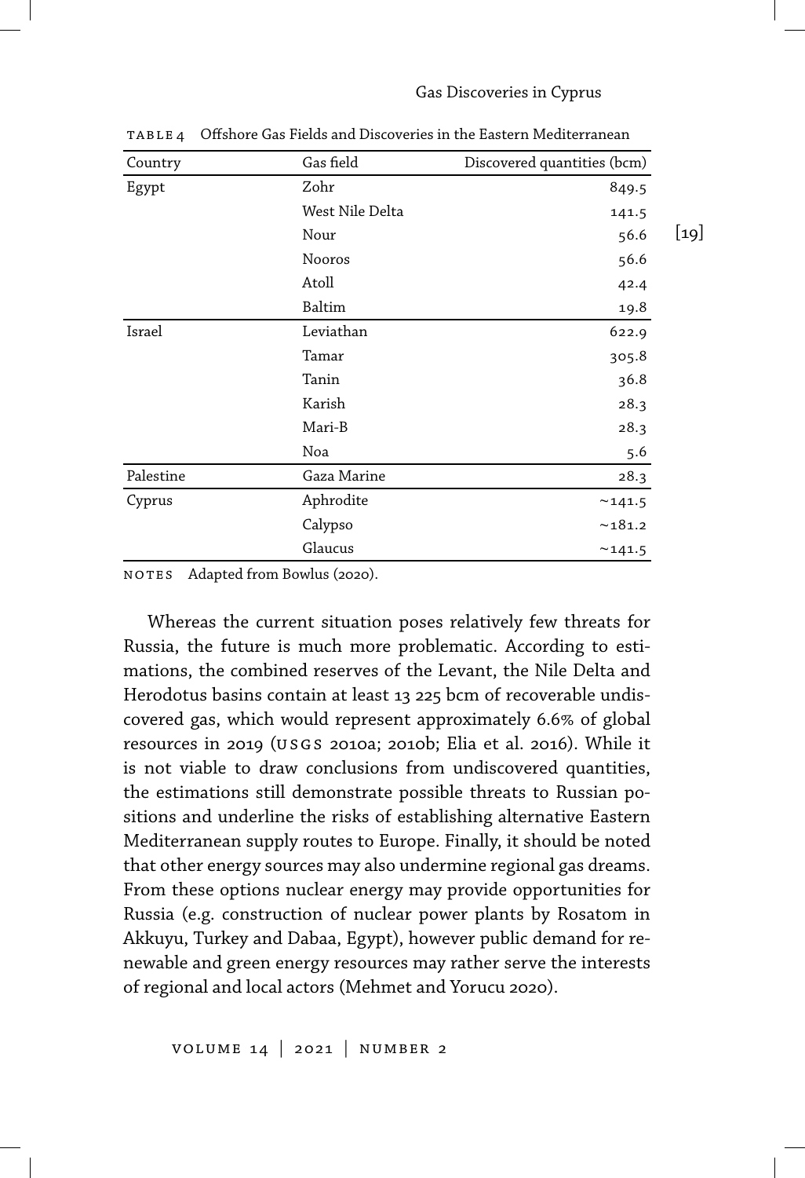Table 4 Offshore Gas Fields and Discoveries in the Eastern Mediterranean

| Country | Gas field | Discovered quantities (bcm) |
|---|---|---|
| Egypt | Zohr | 849.5 |
| | West Nile Delta | 141.5 |
| | Nour | 56.6 |
| | Nooros | 56.6 |
| | Atoll | 42.4 |
| | Baltim | 19.8 |
| Israel | Leviathan | 622.9 |
| | Tamar | 305.8 |
| | Tanin | 36.8 |
| | Karish | 28.3 |
| | Mari-B | 28.3 |
| | Noa | 5.6 |
| Palestine | Gaza Marine | 28.3 |
| Cyprus | Aphrodite | ~141.5 |
| | Calypso | ~181.2 |
| | Glaucus | ~141.5 |

Notes Adapted from Bowlus (2020).

Whereas the current situation poses relatively few threats for Russia, the future is much more problematic. According to estimations, the combined reserves of the Levant, the Nile Delta and Herodotus basins contain at least 13 225 bcm of recoverable undiscovered gas, which would represent approximately 6.6% of global resources in 2019 (USGS 2010a; 2010b; Elia et al. 2016). While it is not viable to draw conclusions from undiscovered quantities, the estimations still demonstrate possible threats to Russian positions and underline the risks of establishing alternative Eastern Mediterranean supply routes to Europe. Finally, it should be noted that other energy sources may also undermine regional gas dreams. From these options nuclear energy may provide opportunities for Russia (e.g. construction of nuclear power plants by Rosatom in Akkuyu, Turkey and Dabaa, Egypt), however public demand for renewable and green energy resources may rather serve the interests of regional and local actors (Mehmet and Yorucu 2020).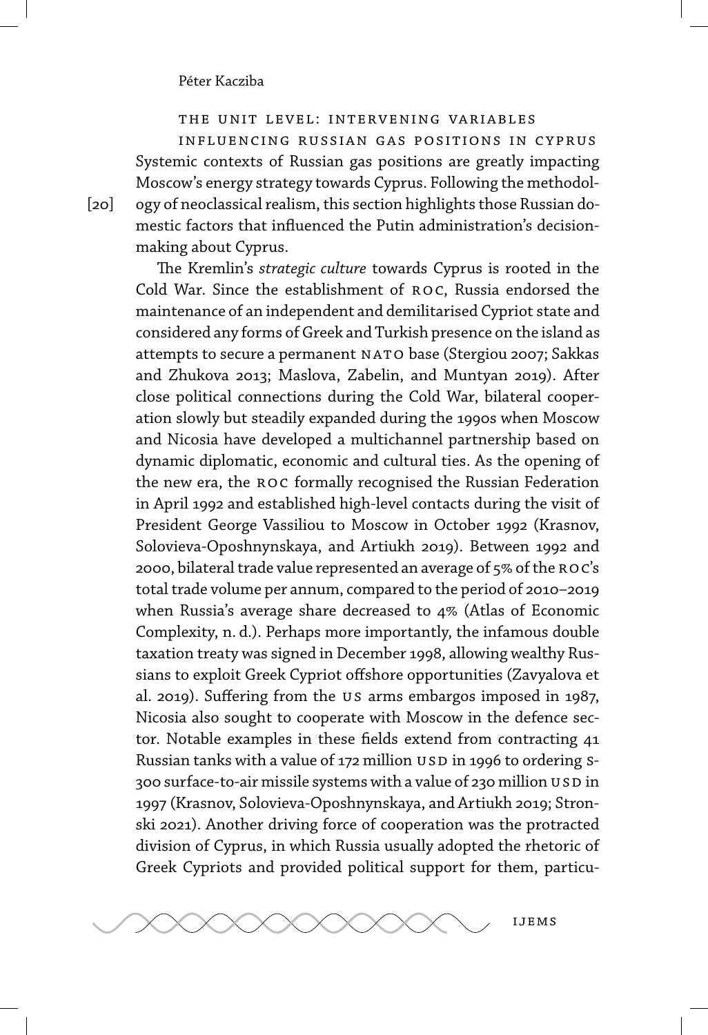## The Unit Level: Intervening Variables Influencing Russian Gas Positions in Cyprus

Systemic contexts of Russian gas positions are greatly impacting Moscow's energy strategy towards Cyprus. Following the methodology of neoclassical realism, this section highlights those Russian domestic factors that influenced the Putin administration's decision-making about Cyprus.

The Kremlin's *strategic culture* towards Cyprus is rooted in the Cold War. Since the establishment of ROC, Russia endorsed the maintenance of an independent and demilitarised Cypriot state and considered any forms of Greek and Turkish presence on the island as attempts to secure a permanent NATO base (Stergiou 2007; Sakkas and Zhukova 2013; Maslova, Zabelin, and Muntyan 2019). After close political connections during the Cold War, bilateral cooperation slowly but steadily expanded during the 1990s when Moscow and Nicosia have developed a multichannel partnership based on dynamic diplomatic, economic and cultural ties. As the opening of the new era, the ROC formally recognised the Russian Federation in April 1992 and established high-level contacts during the visit of President George Vassiliou to Moscow in October 1992 (Krasnov, Solovieva-Oposhnynskaya, and Artiukh 2019). Between 1992 and 2000, bilateral trade value represented an average of 5% of the ROC's total trade volume per annum, compared to the period of 2010–2019 when Russia's average share decreased to 4% (Atlas of Economic Complexity, n. d.). Perhaps more importantly, the infamous double taxation treaty was signed in December 1998, allowing wealthy Russians to exploit Greek Cypriot offshore opportunities (Zavyalova et al. 2019). Suffering from the US arms embargos imposed in 1987, Nicosia also sought to cooperate with Moscow in the defence sector. Notable examples in these fields extend from contracting 41 Russian tanks with a value of 172 million USD in 1996 to ordering S-300 surface-to-air missile systems with a value of 230 million USD in 1997 (Krasnov, Solovieva-Oposhnynskaya, and Artiukh 2019; Stronski 2021). Another driving force of cooperation was the protracted division of Cyprus, in which Russia usually adopted the rhetoric of Greek Cypriots and provided political support for them, particu-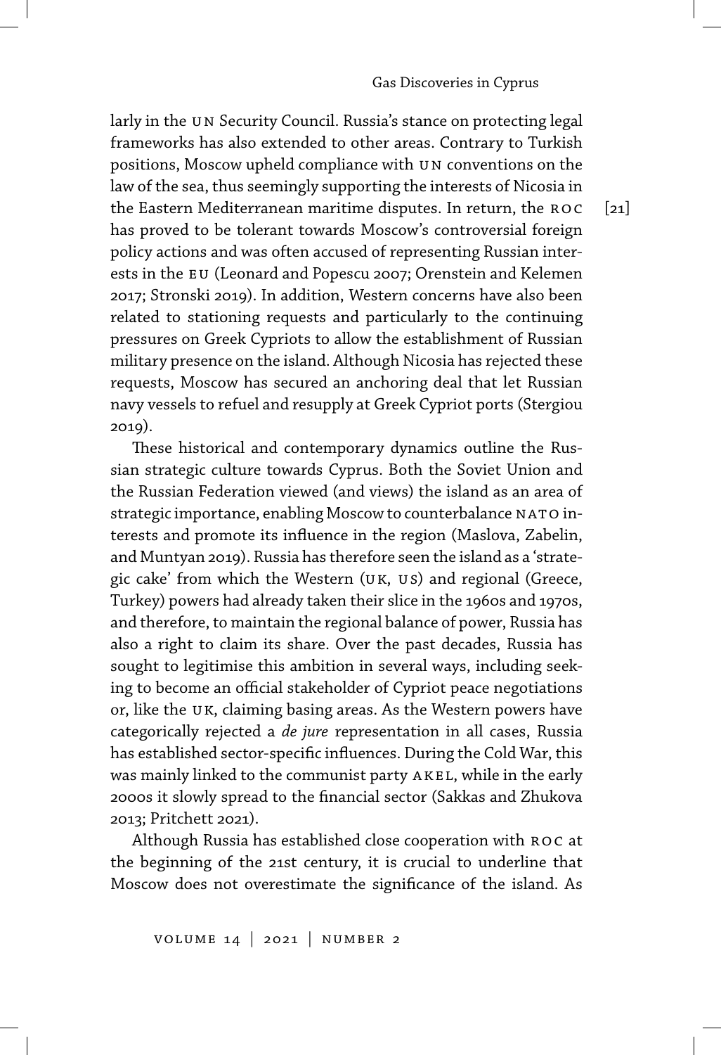larly in the UN Security Council. Russia's stance on protecting legal frameworks has also extended to other areas. Contrary to Turkish positions, Moscow upheld compliance with UN conventions on the law of the sea, thus seemingly supporting the interests of Nicosia in the Eastern Mediterranean maritime disputes. In return, the ROC has proved to be tolerant towards Moscow's controversial foreign policy actions and was often accused of representing Russian interests in the EU (Leonard and Popescu 2007; Orenstein and Kelemen 2017; Stronski 2019). In addition, Western concerns have also been related to stationing requests and particularly to the continuing pressures on Greek Cypriots to allow the establishment of Russian military presence on the island. Although Nicosia has rejected these requests, Moscow has secured an anchoring deal that let Russian navy vessels to refuel and resupply at Greek Cypriot ports (Stergiou 2019).

These historical and contemporary dynamics outline the Russian strategic culture towards Cyprus. Both the Soviet Union and the Russian Federation viewed (and views) the island as an area of strategic importance, enabling Moscow to counterbalance NATO interests and promote its influence in the region (Maslova, Zabelin, and Muntyan 2019). Russia has therefore seen the island as a 'strategic cake' from which the Western (UK, US) and regional (Greece, Turkey) powers had already taken their slice in the 1960s and 1970s, and therefore, to maintain the regional balance of power, Russia has also a right to claim its share. Over the past decades, Russia has sought to legitimise this ambition in several ways, including seeking to become an official stakeholder of Cypriot peace negotiations or, like the UK, claiming basing areas. As the Western powers have categorically rejected a *de jure* representation in all cases, Russia has established sector-specific influences. During the Cold War, this was mainly linked to the communist party AKEL, while in the early 2000s it slowly spread to the financial sector (Sakkas and Zhukova 2013; Pritchett 2021).

Although Russia has established close cooperation with ROC at the beginning of the 21st century, it is crucial to underline that Moscow does not overestimate the significance of the island. As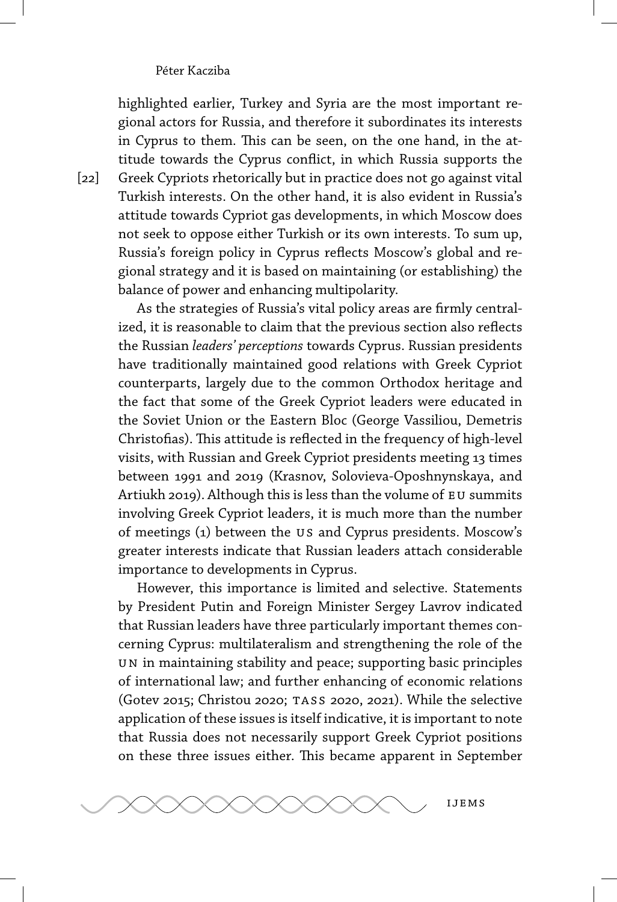highlighted earlier, Turkey and Syria are the most important regional actors for Russia, and therefore it subordinates its interests in Cyprus to them. This can be seen, on the one hand, in the attitude towards the Cyprus conflict, in which Russia supports the Greek Cypriots rhetorically but in practice does not go against vital Turkish interests. On the other hand, it is also evident in Russia's attitude towards Cypriot gas developments, in which Moscow does not seek to oppose either Turkish or its own interests. To sum up, Russia's foreign policy in Cyprus reflects Moscow's global and regional strategy and it is based on maintaining (or establishing) the balance of power and enhancing multipolarity.

As the strategies of Russia's vital policy areas are firmly centralized, it is reasonable to claim that the previous section also reflects the Russian *leaders' perceptions* towards Cyprus. Russian presidents have traditionally maintained good relations with Greek Cypriot counterparts, largely due to the common Orthodox heritage and the fact that some of the Greek Cypriot leaders were educated in the Soviet Union or the Eastern Bloc (George Vassiliou, Demetris Christofias). This attitude is reflected in the frequency of high-level visits, with Russian and Greek Cypriot presidents meeting 13 times between 1991 and 2019 (Krasnov, Solovieva-Oposhnynskaya, and Artiukh 2019). Although this is less than the volume of EU summits involving Greek Cypriot leaders, it is much more than the number of meetings (1) between the US and Cyprus presidents. Moscow's greater interests indicate that Russian leaders attach considerable importance to developments in Cyprus.

However, this importance is limited and selective. Statements by President Putin and Foreign Minister Sergey Lavrov indicated that Russian leaders have three particularly important themes concerning Cyprus: multilateralism and strengthening the role of the UN in maintaining stability and peace; supporting basic principles of international law; and further enhancing of economic relations (Gotev 2015; Christou 2020; TASS 2020, 2021). While the selective application of these issues is itself indicative, it is important to note that Russia does not necessarily support Greek Cypriot positions on these three issues either. This became apparent in September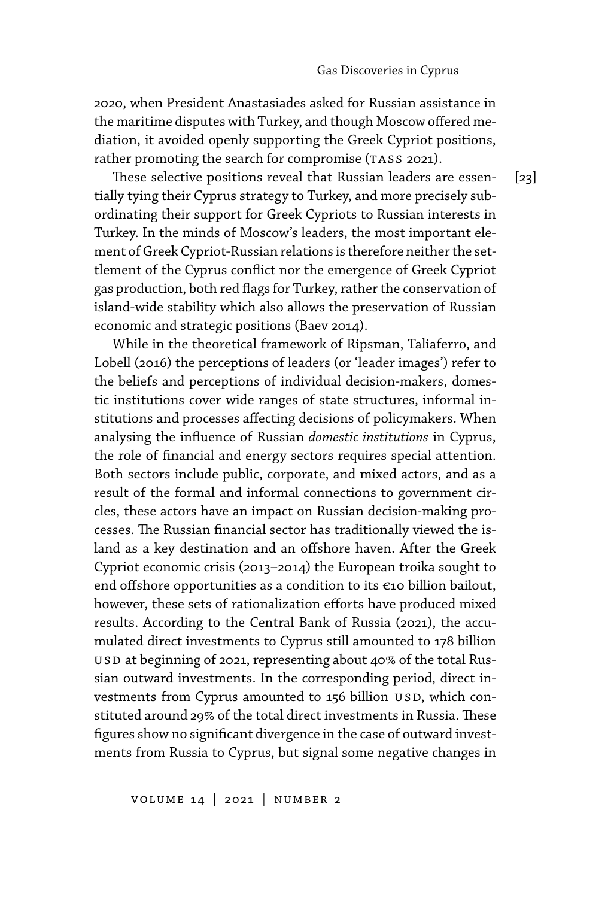2020, when President Anastasiades asked for Russian assistance in the maritime disputes with Turkey, and though Moscow offered mediation, it avoided openly supporting the Greek Cypriot positions, rather promoting the search for compromise (TASS 2021).

These selective positions reveal that Russian leaders are essentially tying their Cyprus strategy to Turkey, and more precisely subordinating their support for Greek Cypriots to Russian interests in Turkey. In the minds of Moscow's leaders, the most important element of Greek Cypriot-Russian relations is therefore neither the settlement of the Cyprus conflict nor the emergence of Greek Cypriot gas production, both red flags for Turkey, rather the conservation of island-wide stability which also allows the preservation of Russian economic and strategic positions (Baev 2014).

While in the theoretical framework of Ripsman, Taliaferro, and Lobell (2016) the perceptions of leaders (or 'leader images') refer to the beliefs and perceptions of individual decision-makers, domestic institutions cover wide ranges of state structures, informal institutions and processes affecting decisions of policymakers. When analysing the influence of Russian *domestic institutions* in Cyprus, the role of financial and energy sectors requires special attention. Both sectors include public, corporate, and mixed actors, and as a result of the formal and informal connections to government circles, these actors have an impact on Russian decision-making processes. The Russian financial sector has traditionally viewed the island as a key destination and an offshore haven. After the Greek Cypriot economic crisis (2013–2014) the European troika sought to end offshore opportunities as a condition to its €10 billion bailout, however, these sets of rationalization efforts have produced mixed results. According to the Central Bank of Russia (2021), the accumulated direct investments to Cyprus still amounted to 178 billion USD at beginning of 2021, representing about 40% of the total Russian outward investments. In the corresponding period, direct investments from Cyprus amounted to 156 billion USD, which constituted around 29% of the total direct investments in Russia. These figures show no significant divergence in the case of outward investments from Russia to Cyprus, but signal some negative changes in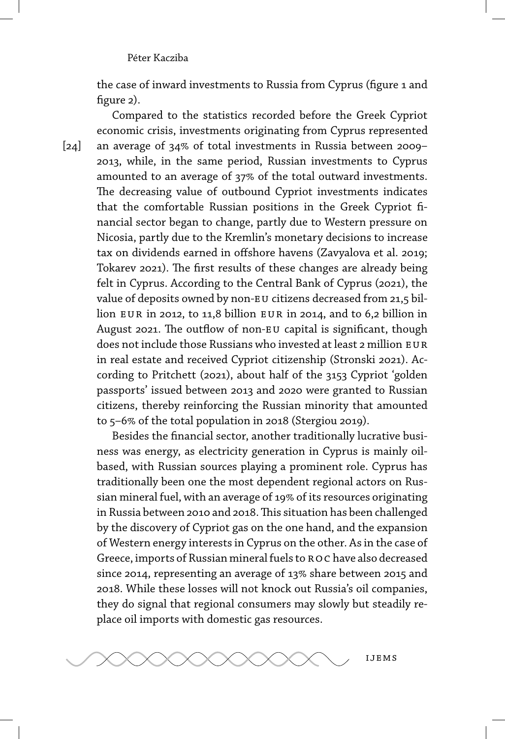the case of inward investments to Russia from Cyprus (figure 1 and figure 2).

Compared to the statistics recorded before the Greek Cypriot economic crisis, investments originating from Cyprus represented an average of 34% of total investments in Russia between 2009–2013, while, in the same period, Russian investments to Cyprus amounted to an average of 37% of the total outward investments. The decreasing value of outbound Cypriot investments indicates that the comfortable Russian positions in the Greek Cypriot financial sector began to change, partly due to Western pressure on Nicosia, partly due to the Kremlin's monetary decisions to increase tax on dividends earned in offshore havens (Zavyalova et al. 2019; Tokarev 2021). The first results of these changes are already being felt in Cyprus. According to the Central Bank of Cyprus (2021), the value of deposits owned by non-EU citizens decreased from 21,5 billion EUR in 2012, to 11,8 billion EUR in 2014, and to 6,2 billion in August 2021. The outflow of non-EU capital is significant, though does not include those Russians who invested at least 2 million EUR in real estate and received Cypriot citizenship (Stronski 2021). According to Pritchett (2021), about half of the 3153 Cypriot 'golden passports' issued between 2013 and 2020 were granted to Russian citizens, thereby reinforcing the Russian minority that amounted to 5–6% of the total population in 2018 (Stergiou 2019).

Besides the financial sector, another traditionally lucrative business was energy, as electricity generation in Cyprus is mainly oil-based, with Russian sources playing a prominent role. Cyprus has traditionally been one the most dependent regional actors on Russian mineral fuel, with an average of 19% of its resources originating in Russia between 2010 and 2018. This situation has been challenged by the discovery of Cypriot gas on the one hand, and the expansion of Western energy interests in Cyprus on the other. As in the case of Greece, imports of Russian mineral fuels to ROC have also decreased since 2014, representing an average of 13% share between 2015 and 2018. While these losses will not knock out Russia's oil companies, they do signal that regional consumers may slowly but steadily replace oil imports with domestic gas resources.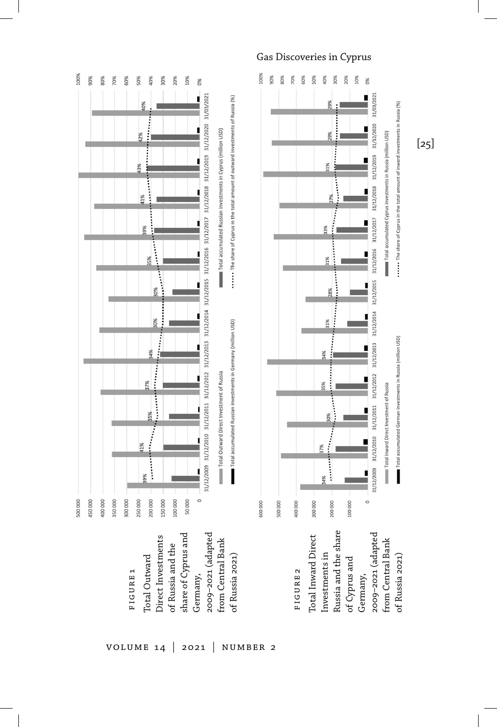FIGURE 1 Total Outward Direct Investments of Russia and the share of Cyprus and Germany, 2009–2021 (adapted from Central Bank of Russia 2021)

FIGURE 2 Total Inward Direct Investments in Russia and the share of Cyprus and Germany, 2009–2021 (adapted from Central Bank of Russia 2021)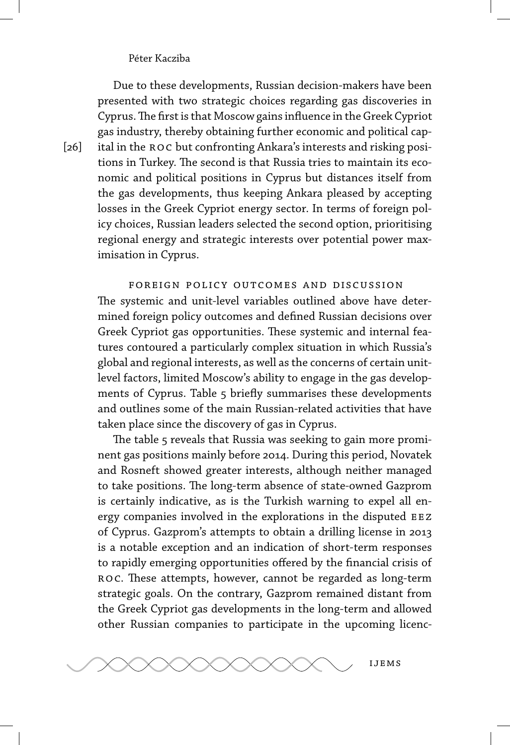Due to these developments, Russian decision-makers have been presented with two strategic choices regarding gas discoveries in Cyprus. The first is that Moscow gains influence in the Greek Cypriot gas industry, thereby obtaining further economic and political capital in the ROC but confronting Ankara's interests and risking positions in Turkey. The second is that Russia tries to maintain its economic and political positions in Cyprus but distances itself from the gas developments, thus keeping Ankara pleased by accepting losses in the Greek Cypriot energy sector. In terms of foreign policy choices, Russian leaders selected the second option, prioritising regional energy and strategic interests over potential power maximisation in Cyprus.

## Foreign Policy Outcomes and Discussion

The systemic and unit-level variables outlined above have determined foreign policy outcomes and defined Russian decisions over Greek Cypriot gas opportunities. These systemic and internal features contoured a particularly complex situation in which Russia's global and regional interests, as well as the concerns of certain unit-level factors, limited Moscow's ability to engage in the gas developments of Cyprus. Table 5 briefly summarises these developments and outlines some of the main Russian-related activities that have taken place since the discovery of gas in Cyprus.

The table 5 reveals that Russia was seeking to gain more prominent gas positions mainly before 2014. During this period, Novatek and Rosneft showed greater interests, although neither managed to take positions. The long-term absence of state-owned Gazprom is certainly indicative, as is the Turkish warning to expel all energy companies involved in the explorations in the disputed EEZ of Cyprus. Gazprom's attempts to obtain a drilling license in 2013 is a notable exception and an indication of short-term responses to rapidly emerging opportunities offered by the financial crisis of ROC. These attempts, however, cannot be regarded as long-term strategic goals. On the contrary, Gazprom remained distant from the Greek Cypriot gas developments in the long-term and allowed other Russian companies to participate in the upcoming licenc-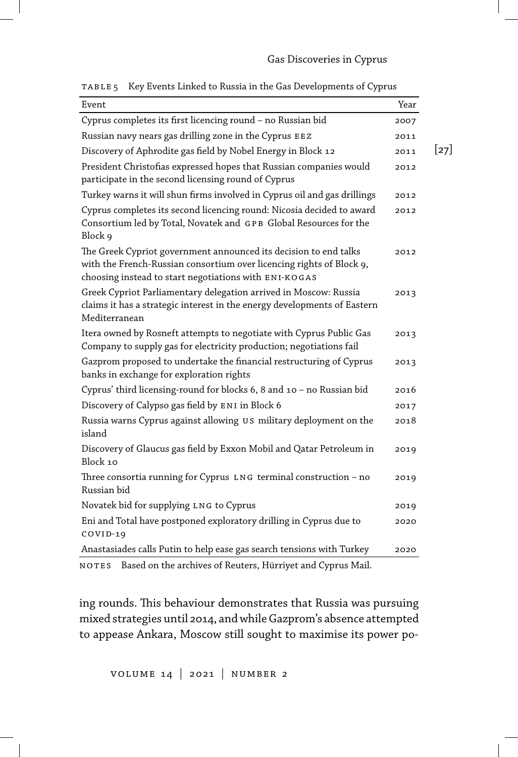TABLE 5 Key Events Linked to Russia in the Gas Developments of Cyprus

| Event | Year |
|---|---|
| Cyprus completes its first licencing round – no Russian bid | 2007 |
| Russian navy nears gas drilling zone in the Cyprus EEZ | 2011 |
| Discovery of Aphrodite gas field by Nobel Energy in Block 12 | 2011 |
| President Christofias expressed hopes that Russian companies would participate in the second licensing round of Cyprus | 2012 |
| Turkey warns it will shun firms involved in Cyprus oil and gas drillings | 2012 |
| Cyprus completes its second licencing round: Nicosia decided to award Consortium led by Total, Novatek and GPB Global Resources for the Block 9 | 2012 |
| The Greek Cypriot government announced its decision to end talks with the French-Russian consortium over licencing rights of Block 9, choosing instead to start negotiations with ENI-KOGAS | 2012 |
| Greek Cypriot Parliamentary delegation arrived in Moscow: Russia claims it has a strategic interest in the energy developments of Eastern Mediterranean | 2013 |
| Itera owned by Rosneft attempts to negotiate with Cyprus Public Gas Company to supply gas for electricity production; negotiations fail | 2013 |
| Gazprom proposed to undertake the financial restructuring of Cyprus banks in exchange for exploration rights | 2013 |
| Cyprus' third licensing-round for blocks 6, 8 and 10 – no Russian bid | 2016 |
| Discovery of Calypso gas field by ENI in Block 6 | 2017 |
| Russia warns Cyprus against allowing US military deployment on the island | 2018 |
| Discovery of Glaucus gas field by Exxon Mobil and Qatar Petroleum in Block 10 | 2019 |
| Three consortia running for Cyprus LNG terminal construction – no Russian bid | 2019 |
| Novatek bid for supplying LNG to Cyprus | 2019 |
| Eni and Total have postponed exploratory drilling in Cyprus due to COVID-19 | 2020 |
| Anastasiades calls Putin to help ease gas search tensions with Turkey | 2020 |

NOTES Based on the archives of Reuters, Hürriyet and Cyprus Mail.

ing rounds. This behaviour demonstrates that Russia was pursuing mixed strategies until 2014, and while Gazprom's absence attempted to appease Ankara, Moscow still sought to maximise its power po-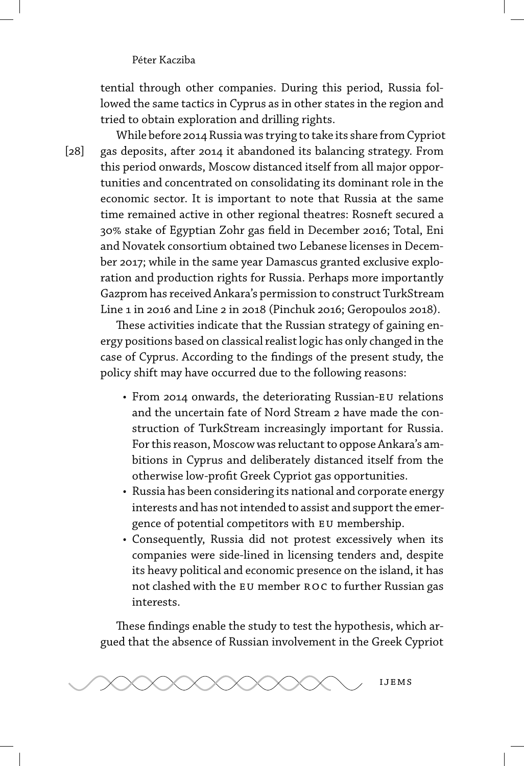tential through other companies. During this period, Russia followed the same tactics in Cyprus as in other states in the region and tried to obtain exploration and drilling rights.

While before 2014 Russia was trying to take its share from Cypriot gas deposits, after 2014 it abandoned its balancing strategy. From this period onwards, Moscow distanced itself from all major opportunities and concentrated on consolidating its dominant role in the economic sector. It is important to note that Russia at the same time remained active in other regional theatres: Rosneft secured a 30% stake of Egyptian Zohr gas field in December 2016; Total, Eni and Novatek consortium obtained two Lebanese licenses in December 2017; while in the same year Damascus granted exclusive exploration and production rights for Russia. Perhaps more importantly Gazprom has received Ankara's permission to construct TurkStream Line 1 in 2016 and Line 2 in 2018 (Pinchuk 2016; Geropoulos 2018).

These activities indicate that the Russian strategy of gaining energy positions based on classical realist logic has only changed in the case of Cyprus. According to the findings of the present study, the policy shift may have occurred due to the following reasons:

- From 2014 onwards, the deteriorating Russian-EU relations and the uncertain fate of Nord Stream 2 have made the construction of TurkStream increasingly important for Russia. For this reason, Moscow was reluctant to oppose Ankara's ambitions in Cyprus and deliberately distanced itself from the otherwise low-profit Greek Cypriot gas opportunities.
- Russia has been considering its national and corporate energy interests and has not intended to assist and support the emergence of potential competitors with EU membership.
- Consequently, Russia did not protest excessively when its companies were side-lined in licensing tenders and, despite its heavy political and economic presence on the island, it has not clashed with the EU member ROC to further Russian gas interests.

These findings enable the study to test the hypothesis, which argued that the absence of Russian involvement in the Greek Cypriot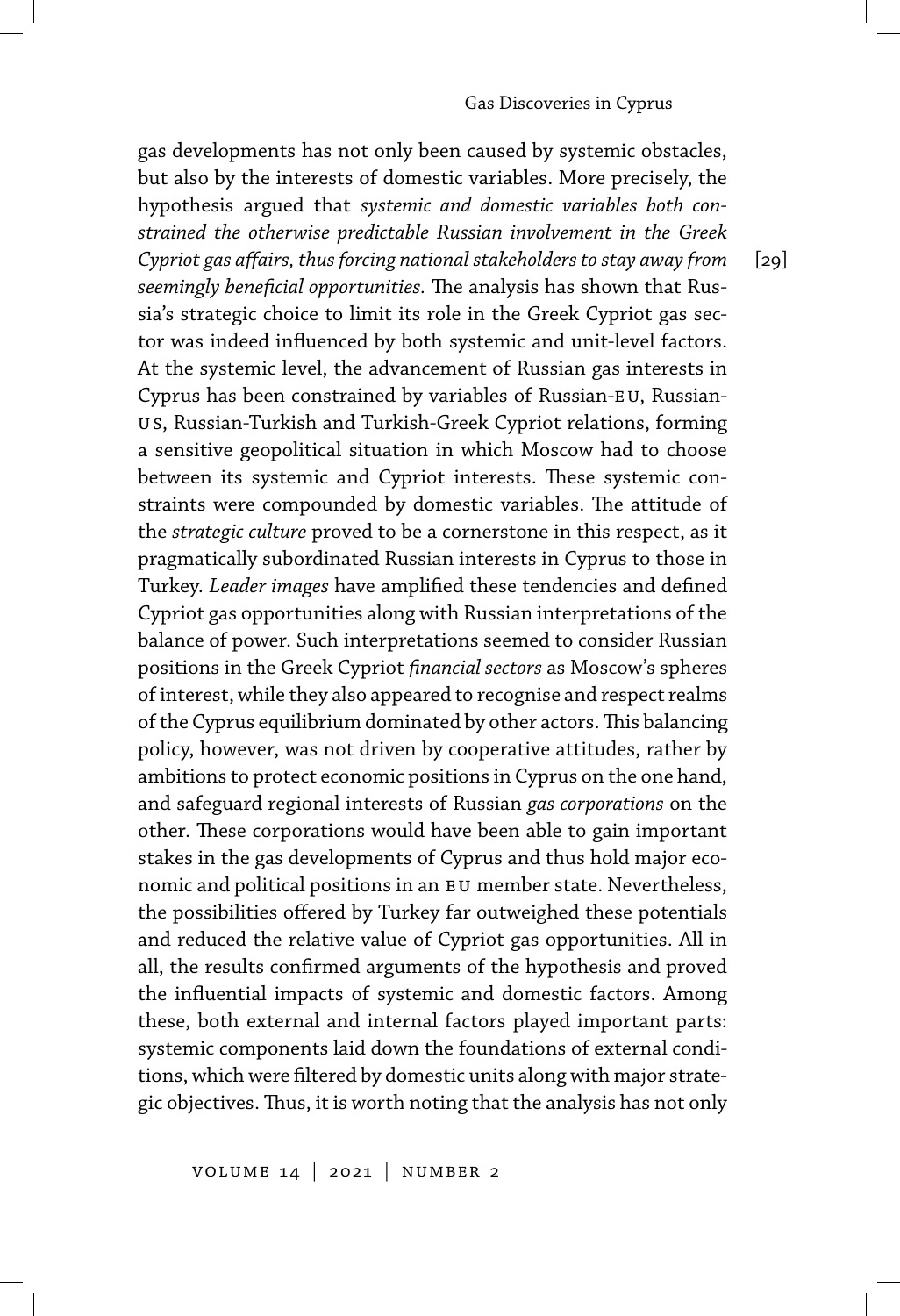gas developments has not only been caused by systemic obstacles, but also by the interests of domestic variables. More precisely, the hypothesis argued that *systemic and domestic variables both constrained the otherwise predictable Russian involvement in the Greek Cypriot gas affairs, thus forcing national stakeholders to stay away from seemingly beneficial opportunities.* The analysis has shown that Russia's strategic choice to limit its role in the Greek Cypriot gas sector was indeed influenced by both systemic and unit-level factors. At the systemic level, the advancement of Russian gas interests in Cyprus has been constrained by variables of Russian-EU, Russian-US, Russian-Turkish and Turkish-Greek Cypriot relations, forming a sensitive geopolitical situation in which Moscow had to choose between its systemic and Cypriot interests. These systemic constraints were compounded by domestic variables. The attitude of the *strategic culture* proved to be a cornerstone in this respect, as it pragmatically subordinated Russian interests in Cyprus to those in Turkey. *Leader images* have amplified these tendencies and defined Cypriot gas opportunities along with Russian interpretations of the balance of power. Such interpretations seemed to consider Russian positions in the Greek Cypriot *financial sectors* as Moscow's spheres of interest, while they also appeared to recognise and respect realms of the Cyprus equilibrium dominated by other actors. This balancing policy, however, was not driven by cooperative attitudes, rather by ambitions to protect economic positions in Cyprus on the one hand, and safeguard regional interests of Russian *gas corporations* on the other. These corporations would have been able to gain important stakes in the gas developments of Cyprus and thus hold major economic and political positions in an EU member state. Nevertheless, the possibilities offered by Turkey far outweighed these potentials and reduced the relative value of Cypriot gas opportunities. All in all, the results confirmed arguments of the hypothesis and proved the influential impacts of systemic and domestic factors. Among these, both external and internal factors played important parts: systemic components laid down the foundations of external conditions, which were filtered by domestic units along with major strategic objectives. Thus, it is worth noting that the analysis has not only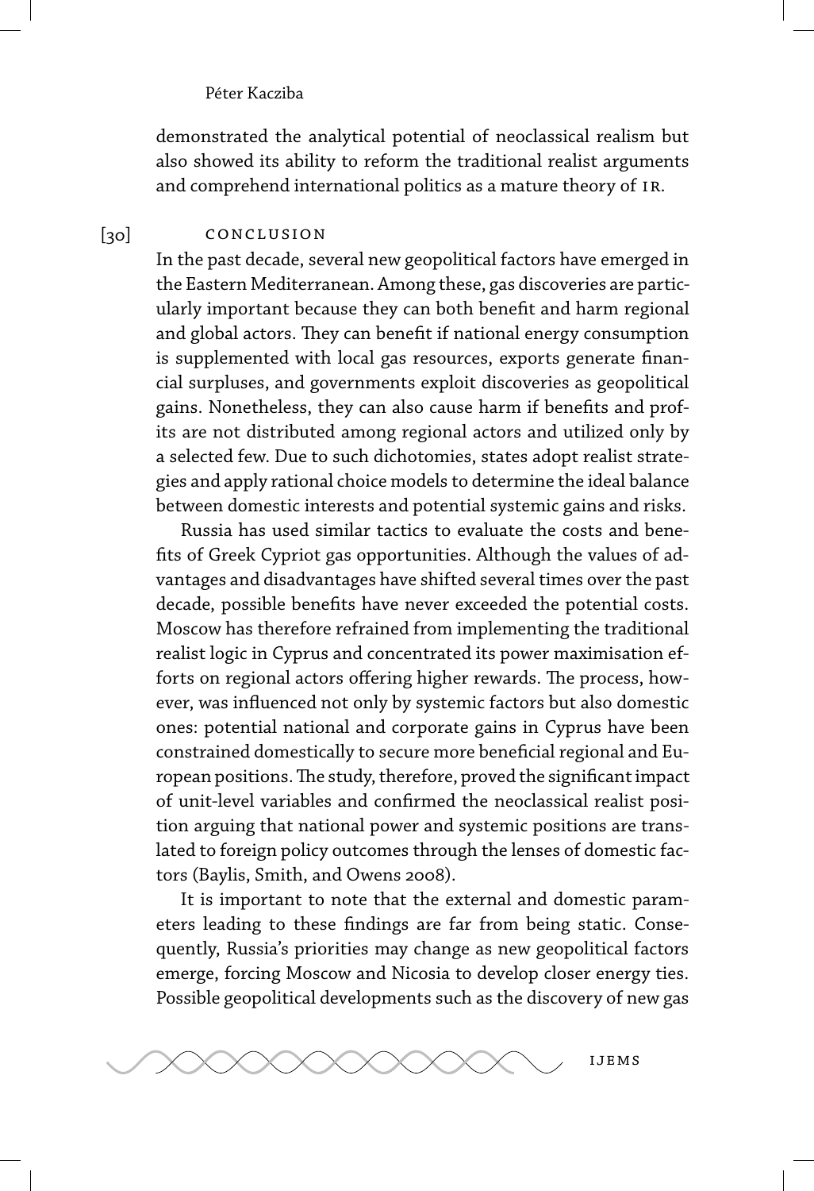demonstrated the analytical potential of neoclassical realism but also showed its ability to reform the traditional realist arguments and comprehend international politics as a mature theory of IR.

## CONCLUSION

In the past decade, several new geopolitical factors have emerged in the Eastern Mediterranean. Among these, gas discoveries are particularly important because they can both benefit and harm regional and global actors. They can benefit if national energy consumption is supplemented with local gas resources, exports generate financial surpluses, and governments exploit discoveries as geopolitical gains. Nonetheless, they can also cause harm if benefits and profits are not distributed among regional actors and utilized only by a selected few. Due to such dichotomies, states adopt realist strategies and apply rational choice models to determine the ideal balance between domestic interests and potential systemic gains and risks.

Russia has used similar tactics to evaluate the costs and benefits of Greek Cypriot gas opportunities. Although the values of advantages and disadvantages have shifted several times over the past decade, possible benefits have never exceeded the potential costs. Moscow has therefore refrained from implementing the traditional realist logic in Cyprus and concentrated its power maximisation efforts on regional actors offering higher rewards. The process, however, was influenced not only by systemic factors but also domestic ones: potential national and corporate gains in Cyprus have been constrained domestically to secure more beneficial regional and European positions. The study, therefore, proved the significant impact of unit-level variables and confirmed the neoclassical realist position arguing that national power and systemic positions are translated to foreign policy outcomes through the lenses of domestic factors (Baylis, Smith, and Owens 2008).

It is important to note that the external and domestic parameters leading to these findings are far from being static. Consequently, Russia's priorities may change as new geopolitical factors emerge, forcing Moscow and Nicosia to develop closer energy ties. Possible geopolitical developments such as the discovery of new gas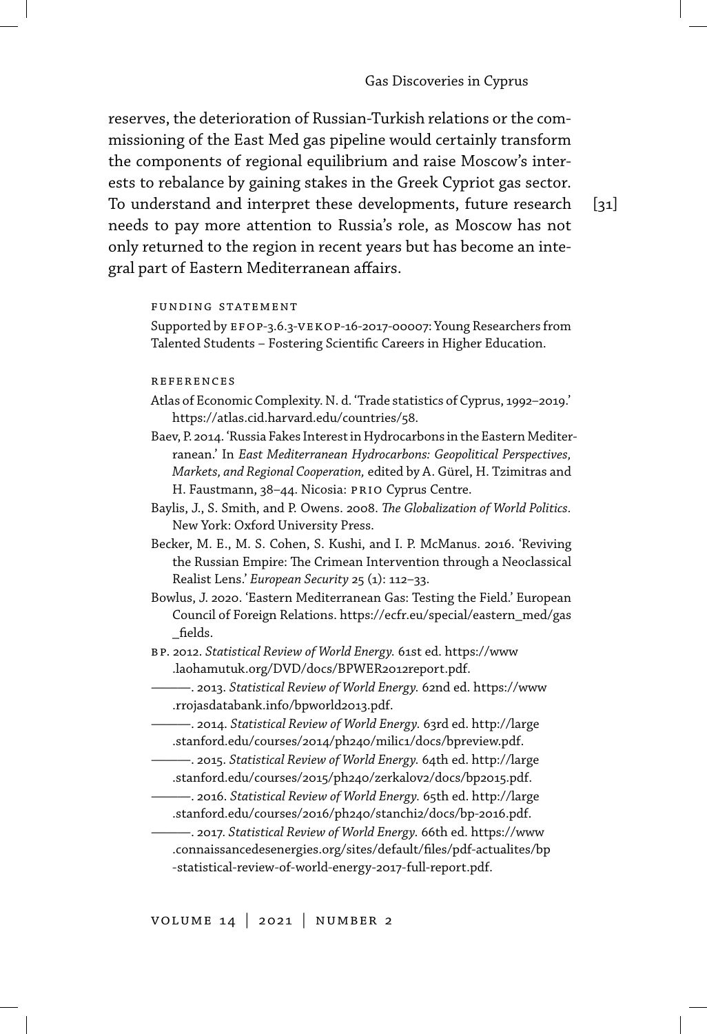reserves, the deterioration of Russian-Turkish relations or the commissioning of the East Med gas pipeline would certainly transform the components of regional equilibrium and raise Moscow's interests to rebalance by gaining stakes in the Greek Cypriot gas sector. To understand and interpret these developments, future research needs to pay more attention to Russia's role, as Moscow has not only returned to the region in recent years but has become an integral part of Eastern Mediterranean affairs.

## Funding Statement

Supported by EFOP-3.6.3-VEKOP-16-2017-00007: Young Researchers from Talented Students – Fostering Scientific Careers in Higher Education.

## References

Atlas of Economic Complexity. N. d. 'Trade statistics of Cyprus, 1992–2019.' https://atlas.cid.harvard.edu/countries/58.

Baev, P. 2014. 'Russia Fakes Interest in Hydrocarbons in the Eastern Mediterranean.' In *East Mediterranean Hydrocarbons: Geopolitical Perspectives, Markets, and Regional Cooperation,* edited by A. Gürel, H. Tzimitras and H. Faustmann, 38–44. Nicosia: PRIO Cyprus Centre.

Baylis, J., S. Smith, and P. Owens. 2008. *The Globalization of World Politics*. New York: Oxford University Press.

Becker, M. E., M. S. Cohen, S. Kushi, and I. P. McManus. 2016. 'Reviving the Russian Empire: The Crimean Intervention through a Neoclassical Realist Lens.' *European Security* 25 (1): 112–33.

Bowlus, J. 2020. 'Eastern Mediterranean Gas: Testing the Field.' European Council of Foreign Relations. https://ecfr.eu/special/eastern_med/gas_fields.

BP. 2012. *Statistical Review of World Energy.* 61st ed. https://www.laohamutuk.org/DVD/docs/BPWER2012report.pdf.

———. 2013. *Statistical Review of World Energy.* 62nd ed. https://www.rrojasdatabank.info/bpworld2013.pdf.

———. 2014. *Statistical Review of World Energy.* 63rd ed. http://large.stanford.edu/courses/2014/ph240/milic1/docs/bpreview.pdf.

———. 2015. *Statistical Review of World Energy.* 64th ed. http://large.stanford.edu/courses/2015/ph240/zerkalov2/docs/bp2015.pdf.

———. 2016. *Statistical Review of World Energy.* 65th ed. http://large.stanford.edu/courses/2016/ph240/stanchi2/docs/bp-2016.pdf.

———. 2017. *Statistical Review of World Energy.* 66th ed. https://www.connaissancedesenergies.org/sites/default/files/pdf-actualites/bp-statistical-review-of-world-energy-2017-full-report.pdf.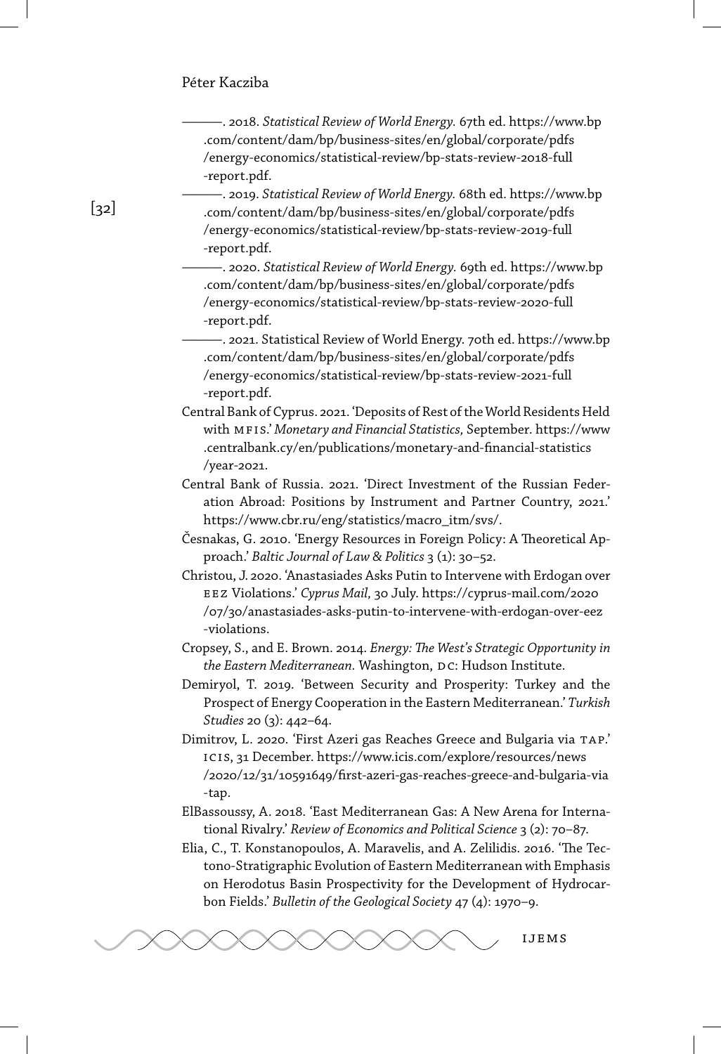———. 2018. *Statistical Review of World Energy.* 67th ed. https://www.bp.com/content/dam/bp/business-sites/en/global/corporate/pdfs/energy-economics/statistical-review/bp-stats-review-2018-full-report.pdf.

———. 2019. *Statistical Review of World Energy.* 68th ed. https://www.bp.com/content/dam/bp/business-sites/en/global/corporate/pdfs/energy-economics/statistical-review/bp-stats-review-2019-full-report.pdf.

———. 2020. *Statistical Review of World Energy.* 69th ed. https://www.bp.com/content/dam/bp/business-sites/en/global/corporate/pdfs/energy-economics/statistical-review/bp-stats-review-2020-full-report.pdf.

———. 2021. Statistical Review of World Energy. 70th ed. https://www.bp.com/content/dam/bp/business-sites/en/global/corporate/pdfs/energy-economics/statistical-review/bp-stats-review-2021-full-report.pdf.

Central Bank of Cyprus. 2021. 'Deposits of Rest of the World Residents Held with MFIS.' *Monetary and Financial Statistics,* September. https://www.centralbank.cy/en/publications/monetary-and-financial-statistics/year-2021.

Central Bank of Russia. 2021. 'Direct Investment of the Russian Federation Abroad: Positions by Instrument and Partner Country, 2021.' https://www.cbr.ru/eng/statistics/macro_itm/svs/.

Česnakas, G. 2010. 'Energy Resources in Foreign Policy: A Theoretical Approach.' *Baltic Journal of Law & Politics* 3 (1): 30–52.

Christou, J. 2020. 'Anastasiades Asks Putin to Intervene with Erdogan over EEZ Violations.' *Cyprus Mail,* 30 July. https://cyprus-mail.com/2020/07/30/anastasiades-asks-putin-to-intervene-with-erdogan-over-eez-violations.

Cropsey, S., and E. Brown. 2014. *Energy: The West's Strategic Opportunity in the Eastern Mediterranean.* Washington, DC: Hudson Institute.

Demiryol, T. 2019. 'Between Security and Prosperity: Turkey and the Prospect of Energy Cooperation in the Eastern Mediterranean.' *Turkish Studies* 20 (3): 442–64.

Dimitrov, L. 2020. 'First Azeri gas Reaches Greece and Bulgaria via TAP.' ICIS, 31 December. https://www.icis.com/explore/resources/news/2020/12/31/10591649/first-azeri-gas-reaches-greece-and-bulgaria-via-tap.

ElBassoussy, A. 2018. 'East Mediterranean Gas: A New Arena for International Rivalry.' *Review of Economics and Political Science* 3 (2): 70–87.

Elia, C., T. Konstanopoulos, A. Maravelis, and A. Zelilidis. 2016. 'The Tectono-Stratigraphic Evolution of Eastern Mediterranean with Emphasis on Herodotus Basin Prospectivity for the Development of Hydrocarbon Fields.' *Bulletin of the Geological Society* 47 (4): 1970–9.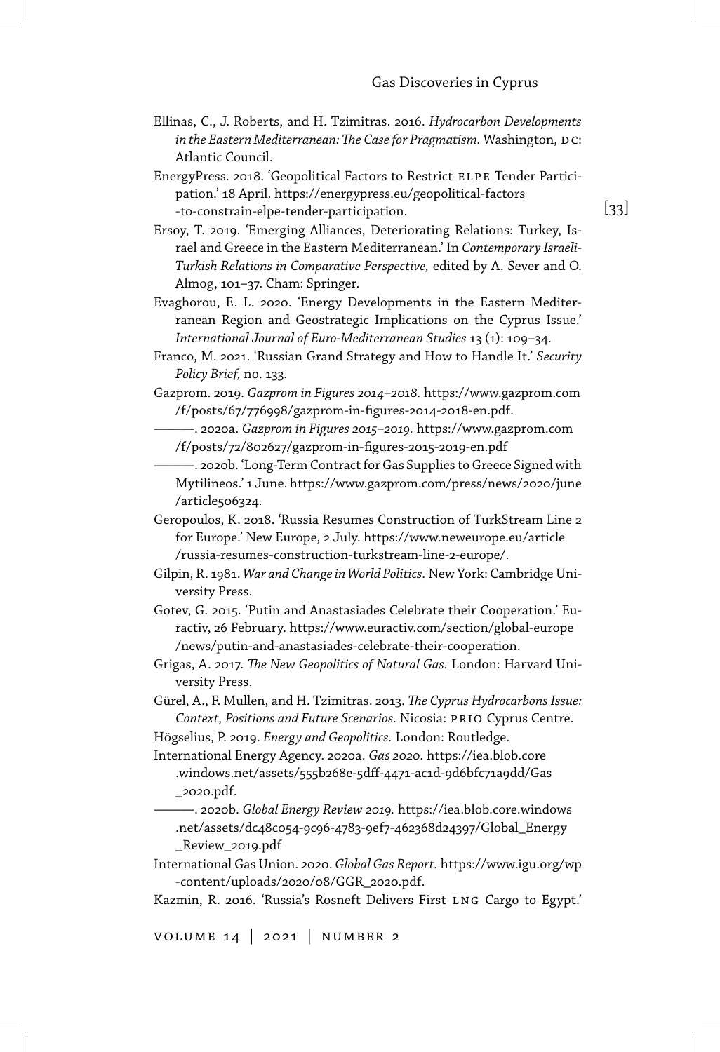Ellinas, C., J. Roberts, and H. Tzimitras. 2016. *Hydrocarbon Developments in the Eastern Mediterranean: The Case for Pragmatism.* Washington, DC: Atlantic Council.

EnergyPress. 2018. 'Geopolitical Factors to Restrict ELPE Tender Participation.' 18 April. https://energypress.eu/geopolitical-factors-to-constrain-elpe-tender-participation.

Ersoy, T. 2019. 'Emerging Alliances, Deteriorating Relations: Turkey, Israel and Greece in the Eastern Mediterranean.' In *Contemporary Israeli-Turkish Relations in Comparative Perspective,* edited by A. Sever and O. Almog, 101–37. Cham: Springer.

Evaghorou, E. L. 2020. 'Energy Developments in the Eastern Mediterranean Region and Geostrategic Implications on the Cyprus Issue.' *International Journal of Euro-Mediterranean Studies* 13 (1): 109–34.

Franco, M. 2021. 'Russian Grand Strategy and How to Handle It.' *Security Policy Brief,* no. 133.

Gazprom. 2019. *Gazprom in Figures 2014–2018.* https://www.gazprom.com/f/posts/67/776998/gazprom-in-figures-2014-2018-en.pdf.

———. 2020a. *Gazprom in Figures 2015–2019.* https://www.gazprom.com/f/posts/72/802627/gazprom-in-figures-2015-2019-en.pdf

———. 2020b. 'Long-Term Contract for Gas Supplies to Greece Signed with Mytilineos.' 1 June. https://www.gazprom.com/press/news/2020/june/article506324.

Geropoulos, K. 2018. 'Russia Resumes Construction of TurkStream Line 2 for Europe.' New Europe, 2 July. https://www.neweurope.eu/article/russia-resumes-construction-turkstream-line-2-europe/.

Gilpin, R. 1981. *War and Change in World Politics.* New York: Cambridge University Press.

Gotev, G. 2015. 'Putin and Anastasiades Celebrate their Cooperation.' Euractiv, 26 February. https://www.euractiv.com/section/global-europe/news/putin-and-anastasiades-celebrate-their-cooperation.

Grigas, A. 2017. *The New Geopolitics of Natural Gas.* London: Harvard University Press.

Gürel, A., F. Mullen, and H. Tzimitras. 2013. *The Cyprus Hydrocarbons Issue: Context, Positions and Future Scenarios.* Nicosia: PRIO Cyprus Centre.

Högselius, P. 2019. *Energy and Geopolitics.* London: Routledge.

International Energy Agency. 2020a. *Gas 2020.* https://iea.blob.core.windows.net/assets/555b268e-5dff-4471-ac1d-9d6bfc71a9dd/Gas_2020.pdf.

———. 2020b. *Global Energy Review 2019.* https://iea.blob.core.windows.net/assets/dc48c054-9c96-4783-9ef7-462368d24397/Global_Energy_Review_2019.pdf

International Gas Union. 2020. *Global Gas Report.* https://www.igu.org/wp-content/uploads/2020/08/GGR_2020.pdf.

Kazmin, R. 2016. 'Russia's Rosneft Delivers First LNG Cargo to Egypt.'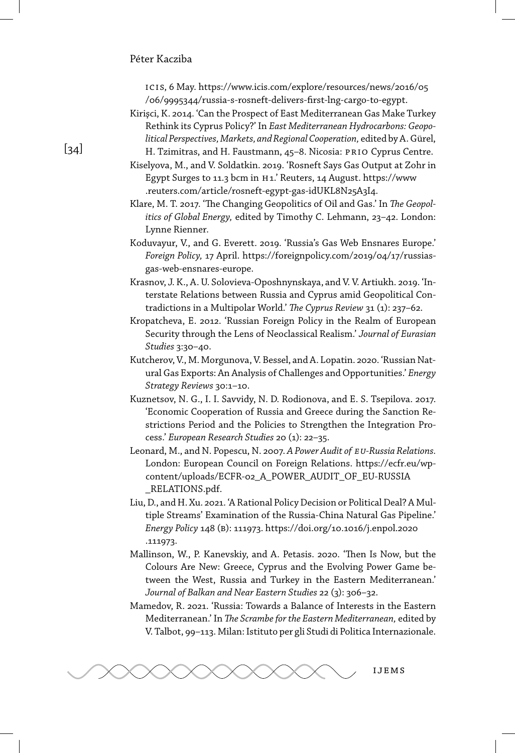ICIS, 6 May. https://www.icis.com/explore/resources/news/2016/05/06/9995344/russia-s-rosneft-delivers-first-lng-cargo-to-egypt.

Kirişci, K. 2014. 'Can the Prospect of East Mediterranean Gas Make Turkey Rethink its Cyprus Policy?' In *East Mediterranean Hydrocarbons: Geopolitical Perspectives, Markets, and Regional Cooperation,* edited by A. Gürel, H. Tzimitras, and H. Faustmann, 45–8. Nicosia: PRIO Cyprus Centre.

Kiselyova, M., and V. Soldatkin. 2019. 'Rosneft Says Gas Output at Zohr in Egypt Surges to 11.3 bcm in H1.' Reuters, 14 August. https://www.reuters.com/article/rosneft-egypt-gas-idUKL8N25A3I4.

Klare, M. T. 2017. 'The Changing Geopolitics of Oil and Gas.' In *The Geopolitics of Global Energy,* edited by Timothy C. Lehmann, 23–42. London: Lynne Rienner.

Koduvayur, V., and G. Everett. 2019. 'Russia's Gas Web Ensnares Europe.' *Foreign Policy,* 17 April. https://foreignpolicy.com/2019/04/17/russias-gas-web-ensnares-europe.

Krasnov, J. K., A. U. Solovieva-Oposhnynskaya, and V. V. Artiukh. 2019. 'Interstate Relations between Russia and Cyprus amid Geopolitical Contradictions in a Multipolar World.' *The Cyprus Review* 31 (1): 237–62.

Kropatcheva, E. 2012. 'Russian Foreign Policy in the Realm of European Security through the Lens of Neoclassical Realism.' *Journal of Eurasian Studies* 3:30–40.

Kutcherov, V., M. Morgunova, V. Bessel, and A. Lopatin. 2020. 'Russian Natural Gas Exports: An Analysis of Challenges and Opportunities.' *Energy Strategy Reviews* 30:1–10.

Kuznetsov, N. G., I. I. Savvidy, N. D. Rodionova, and E. S. Tsepilova. 2017. 'Economic Cooperation of Russia and Greece during the Sanction Restrictions Period and the Policies to Strengthen the Integration Process.' *European Research Studies* 20 (1): 22–35.

Leonard, M., and N. Popescu, N. 2007. *A Power Audit of EU-Russia Relations.* London: European Council on Foreign Relations. https://ecfr.eu/wp-content/uploads/ECFR-02_A_POWER_AUDIT_OF_EU-RUSSIA_RELATIONS.pdf.

Liu, D., and H. Xu. 2021. 'A Rational Policy Decision or Political Deal? A Multiple Streams' Examination of the Russia-China Natural Gas Pipeline.' *Energy Policy* 148 (B): 111973. https://doi.org/10.1016/j.enpol.2020.111973.

Mallinson, W., P. Kanevskiy, and A. Petasis. 2020. 'Then Is Now, but the Colours Are New: Greece, Cyprus and the Evolving Power Game between the West, Russia and Turkey in the Eastern Mediterranean.' *Journal of Balkan and Near Eastern Studies* 22 (3): 306–32.

Mamedov, R. 2021. 'Russia: Towards a Balance of Interests in the Eastern Mediterranean.' In *The Scrambe for the Eastern Mediterranean,* edited by V. Talbot, 99–113. Milan: Istituto per gli Studi di Politica Internazionale.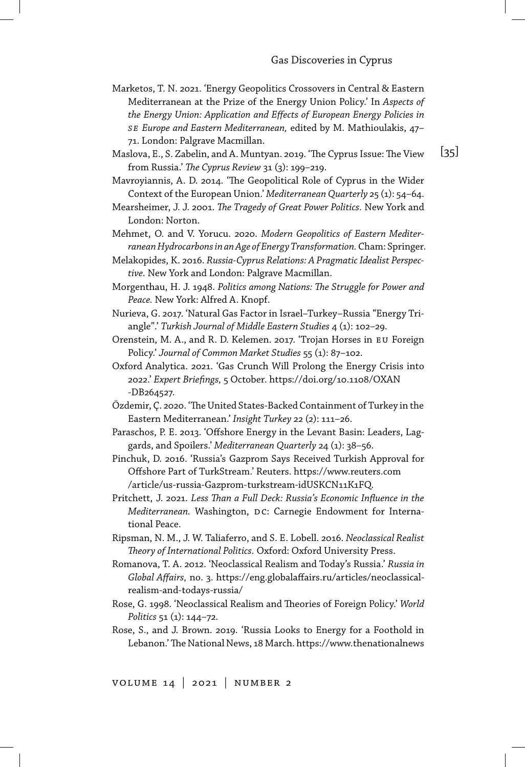Marketos, T. N. 2021. 'Energy Geopolitics Crossovers in Central & Eastern Mediterranean at the Prize of the Energy Union Policy.' In *Aspects of the Energy Union: Application and Effects of European Energy Policies in SE Europe and Eastern Mediterranean,* edited by M. Mathioulakis, 47–71. London: Palgrave Macmillan.

Maslova, E., S. Zabelin, and A. Muntyan. 2019. 'The Cyprus Issue: The View from Russia.' *The Cyprus Review* 31 (3): 199–219.

Mavroyiannis, A. D. 2014. 'The Geopolitical Role of Cyprus in the Wider Context of the European Union.' *Mediterranean Quarterly* 25 (1): 54–64.

Mearsheimer, J. J. 2001. *The Tragedy of Great Power Politics.* New York and London: Norton.

Mehmet, O. and V. Yorucu. 2020. *Modern Geopolitics of Eastern Mediterranean Hydrocarbons in an Age of Energy Transformation.* Cham: Springer.

Melakopides, K. 2016. *Russia-Cyprus Relations: A Pragmatic Idealist Perspective.* New York and London: Palgrave Macmillan.

Morgenthau, H. J. 1948. *Politics among Nations: The Struggle for Power and Peace.* New York: Alfred A. Knopf.

Nurieva, G. 2017. 'Natural Gas Factor in Israel–Turkey–Russia "Energy Triangle".' *Turkish Journal of Middle Eastern Studies* 4 (1): 102–29.

Orenstein, M. A., and R. D. Kelemen. 2017. 'Trojan Horses in EU Foreign Policy.' *Journal of Common Market Studies* 55 (1): 87–102.

Oxford Analytica. 2021. 'Gas Crunch Will Prolong the Energy Crisis into 2022.' *Expert Briefings,* 5 October. https://doi.org/10.1108/OXAN-DB264527.

Özdemir, Ç. 2020. 'The United States-Backed Containment of Turkey in the Eastern Mediterranean.' *Insight Turkey* 22 (2): 111–26.

Paraschos, P. E. 2013. 'Offshore Energy in the Levant Basin: Leaders, Laggards, and Spoilers.' *Mediterranean Quarterly* 24 (1): 38–56.

Pinchuk, D. 2016. 'Russia's Gazprom Says Received Turkish Approval for Offshore Part of TurkStream.' Reuters. https://www.reuters.com/article/us-russia-Gazprom-turkstream-idUSKCN11K1FQ.

Pritchett, J. 2021. *Less Than a Full Deck: Russia's Economic Influence in the Mediterranean.* Washington, DC: Carnegie Endowment for International Peace.

Ripsman, N. M., J. W. Taliaferro, and S. E. Lobell. 2016. *Neoclassical Realist Theory of International Politics.* Oxford: Oxford University Press.

Romanova, T. A. 2012. 'Neoclassical Realism and Today's Russia.' *Russia in Global Affairs,* no. 3. https://eng.globalaffairs.ru/articles/neoclassical-realism-and-todays-russia/

Rose, G. 1998. 'Neoclassical Realism and Theories of Foreign Policy.' *World Politics* 51 (1): 144–72.

Rose, S., and J. Brown. 2019. 'Russia Looks to Energy for a Foothold in Lebanon.' The National News, 18 March. https://www.thenationalnews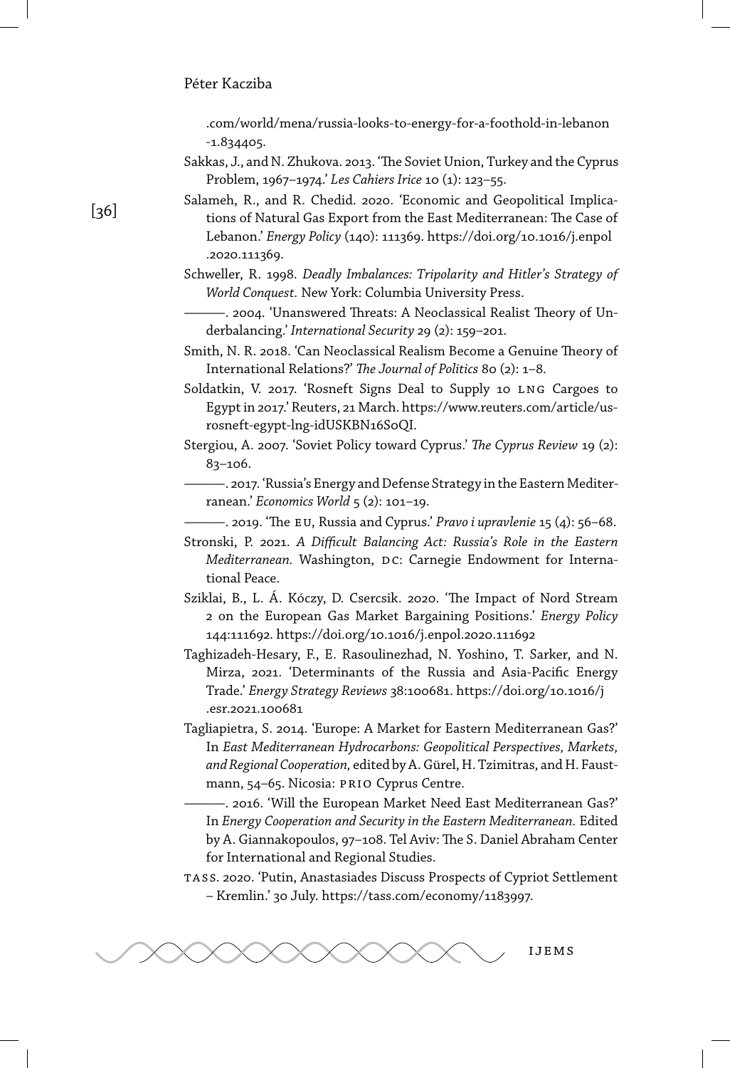.com/world/mena/russia-looks-to-energy-for-a-foothold-in-lebanon-1.834405.

Sakkas, J., and N. Zhukova. 2013. 'The Soviet Union, Turkey and the Cyprus Problem, 1967–1974.' *Les Cahiers Irice* 10 (1): 123–55.

Salameh, R., and R. Chedid. 2020. 'Economic and Geopolitical Implications of Natural Gas Export from the East Mediterranean: The Case of Lebanon.' *Energy Policy* (140): 111369. https://doi.org/10.1016/j.enpol.2020.111369.

Schweller, R. 1998. *Deadly Imbalances: Tripolarity and Hitler's Strategy of World Conquest.* New York: Columbia University Press.

———. 2004. 'Unanswered Threats: A Neoclassical Realist Theory of Underbalancing.' *International Security* 29 (2): 159–201.

Smith, N. R. 2018. 'Can Neoclassical Realism Become a Genuine Theory of International Relations?' *The Journal of Politics* 80 (2): 1–8.

Soldatkin, V. 2017. 'Rosneft Signs Deal to Supply 10 LNG Cargoes to Egypt in 2017.' Reuters, 21 March. https://www.reuters.com/article/us-rosneft-egypt-lng-idUSKBN16S0QI.

Stergiou, A. 2007. 'Soviet Policy toward Cyprus.' *The Cyprus Review* 19 (2): 83–106.

———. 2017. 'Russia's Energy and Defense Strategy in the Eastern Mediterranean.' *Economics World* 5 (2): 101–19.

———. 2019. 'The EU, Russia and Cyprus.' *Pravo i upravlenie* 15 (4): 56–68.

Stronski, P. 2021. *A Difficult Balancing Act: Russia's Role in the Eastern Mediterranean.* Washington, DC: Carnegie Endowment for International Peace.

Sziklai, B., L. Á. Kóczy, D. Csercsik. 2020. 'The Impact of Nord Stream 2 on the European Gas Market Bargaining Positions.' *Energy Policy* 144:111692. https://doi.org/10.1016/j.enpol.2020.111692

Taghizadeh-Hesary, F., E. Rasoulinezhad, N. Yoshino, T. Sarker, and N. Mirza, 2021. 'Determinants of the Russia and Asia-Pacific Energy Trade.' *Energy Strategy Reviews* 38:100681. https://doi.org/10.1016/j.esr.2021.100681

Tagliapietra, S. 2014. 'Europe: A Market for Eastern Mediterranean Gas?' In *East Mediterranean Hydrocarbons: Geopolitical Perspectives, Markets, and Regional Cooperation,* edited by A. Gürel, H. Tzimitras, and H. Faustmann, 54–65. Nicosia: PRIO Cyprus Centre.

———. 2016. 'Will the European Market Need East Mediterranean Gas?' In *Energy Cooperation and Security in the Eastern Mediterranean.* Edited by A. Giannakopoulos, 97–108. Tel Aviv: The S. Daniel Abraham Center for International and Regional Studies.

TASS. 2020. 'Putin, Anastasiades Discuss Prospects of Cypriot Settlement – Kremlin.' 30 July. https://tass.com/economy/1183997.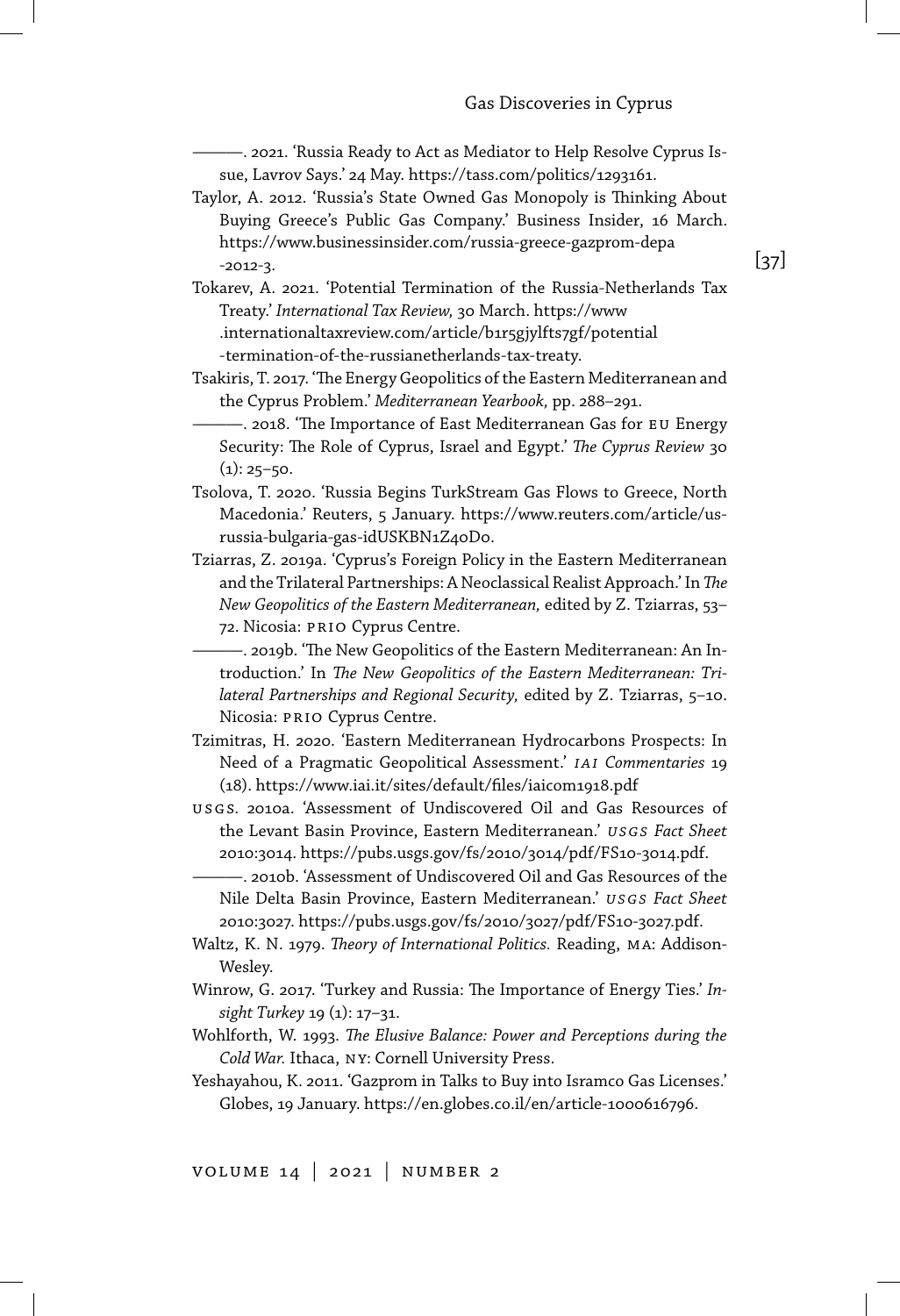———. 2021. 'Russia Ready to Act as Mediator to Help Resolve Cyprus Issue, Lavrov Says.' 24 May. https://tass.com/politics/1293161.

Taylor, A. 2012. 'Russia's State Owned Gas Monopoly is Thinking About Buying Greece's Public Gas Company.' Business Insider, 16 March. https://www.businessinsider.com/russia-greece-gazprom-depa-2012-3.

Tokarev, A. 2021. 'Potential Termination of the Russia-Netherlands Tax Treaty.' *International Tax Review,* 30 March. https://www.internationaltaxreview.com/article/b1r5gjylfts7gf/potential-termination-of-the-russianetherlands-tax-treaty.

Tsakiris, T. 2017. 'The Energy Geopolitics of the Eastern Mediterranean and the Cyprus Problem.' *Mediterranean Yearbook,* pp. 288–291.

———. 2018. 'The Importance of East Mediterranean Gas for EU Energy Security: The Role of Cyprus, Israel and Egypt.' *The Cyprus Review* 30 (1): 25–50.

Tsolova, T. 2020. 'Russia Begins TurkStream Gas Flows to Greece, North Macedonia.' Reuters, 5 January. https://www.reuters.com/article/us-russia-bulgaria-gas-idUSKBN1Z40D0.

Tziarras, Z. 2019a. 'Cyprus's Foreign Policy in the Eastern Mediterranean and the Trilateral Partnerships: A Neoclassical Realist Approach.' In *The New Geopolitics of the Eastern Mediterranean,* edited by Z. Tziarras, 53–72. Nicosia: PRIO Cyprus Centre.

———. 2019b. 'The New Geopolitics of the Eastern Mediterranean: An Introduction.' In *The New Geopolitics of the Eastern Mediterranean: Trilateral Partnerships and Regional Security,* edited by Z. Tziarras, 5–10. Nicosia: PRIO Cyprus Centre.

Tzimitras, H. 2020. 'Eastern Mediterranean Hydrocarbons Prospects: In Need of a Pragmatic Geopolitical Assessment.' *IAI Commentaries* 19 (18). https://www.iai.it/sites/default/files/iaicom1918.pdf

USGS. 2010a. 'Assessment of Undiscovered Oil and Gas Resources of the Levant Basin Province, Eastern Mediterranean.' *USGS Fact Sheet* 2010:3014. https://pubs.usgs.gov/fs/2010/3014/pdf/FS10-3014.pdf.

———. 2010b. 'Assessment of Undiscovered Oil and Gas Resources of the Nile Delta Basin Province, Eastern Mediterranean.' *USGS Fact Sheet* 2010:3027. https://pubs.usgs.gov/fs/2010/3027/pdf/FS10-3027.pdf.

Waltz, K. N. 1979. *Theory of International Politics.* Reading, MA: Addison-Wesley.

Winrow, G. 2017. 'Turkey and Russia: The Importance of Energy Ties.' *Insight Turkey* 19 (1): 17–31.

Wohlforth, W. 1993. *The Elusive Balance: Power and Perceptions during the Cold War.* Ithaca, NY: Cornell University Press.

Yeshayahou, K. 2011. 'Gazprom in Talks to Buy into Isramco Gas Licenses.' Globes, 19 January. https://en.globes.co.il/en/article-1000616796.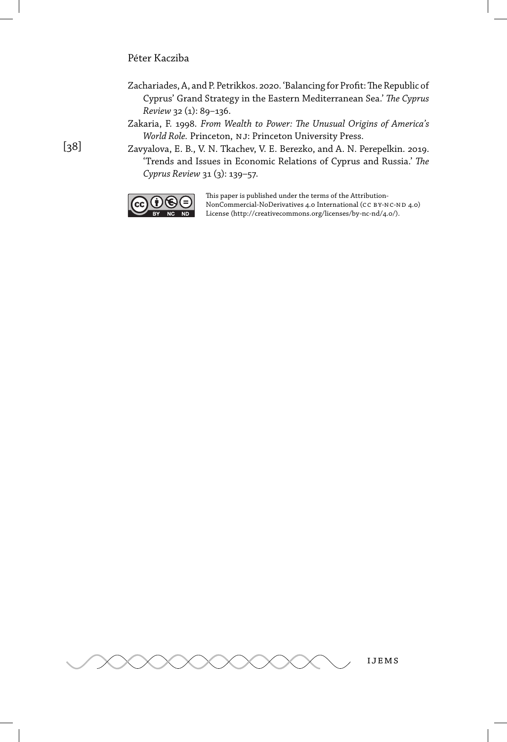Zachariades, A, and P. Petrikkos. 2020. 'Balancing for Profit: The Republic of Cyprus' Grand Strategy in the Eastern Mediterranean Sea.' *The Cyprus Review* 32 (1): 89–136.

Zakaria, F. 1998. *From Wealth to Power: The Unusual Origins of America's World Role.* Princeton, NJ: Princeton University Press.

Zavyalova, E. B., V. N. Tkachev, V. E. Berezko, and A. N. Perepelkin. 2019. 'Trends and Issues in Economic Relations of Cyprus and Russia.' *The Cyprus Review* 31 (3): 139–57.

This paper is published under the terms of the Attribution-NonCommercial-NoDerivatives 4.0 International (CC BY-NC-ND 4.0) License (http://creativecommons.org/licenses/by-nc-nd/4.0/).